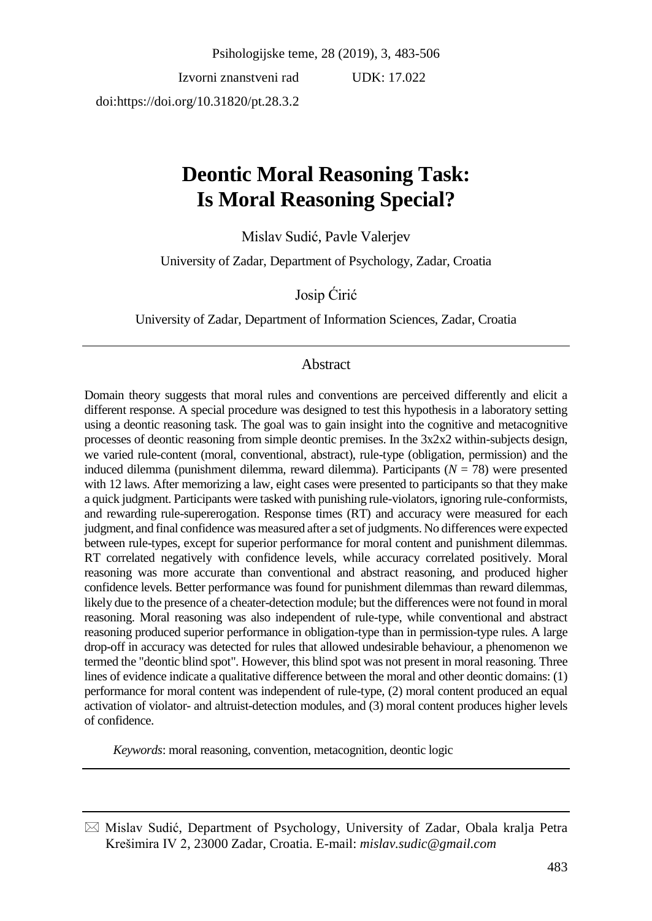Izvorni znanstveni rad UDK: 17.022

doi:https://doi.org/10.31820/pt.28.3.2

# Deontic Moral Reasoning Task: Is Moral Reasoning Special?

Mislav Sudić, Pavle Valerjev

University of Zadar, Department of Psychology, Zadar, Croatia

Josip Ćirić

University of Zadar, Department of Information Sciences, Zadar, Croatia

## Abstract

Domain theory suggests that moral rules and conventions are perceived differently and elicit a different response. A special procedure was designed to test this hypothesis in a laboratory setting using a deontic reasoning task. The goal was to gain insight into the cognitive and metacognitive processes of deontic reasoning from simple deontic premises. In the 3x2x2 within-subjects design, we varied rule-content (moral, conventional, abstract), rule-type (obligation, permission) and the induced dilemma (punishment dilemma, reward dilemma). Participants ($N$ = 78) were presented with 12 laws. After memorizing a law, eight cases were presented to participants so that they make a quick judgment. Participants were tasked with punishing rule-violators, ignoring rule-conformists, and rewarding rule-supererogation. Response times (RT) and accuracy were measured for each judgment, and final confidence was measured after a set of judgments. No differences were expected between rule-types, except for superior performance for moral content and punishment dilemmas. RT correlated negatively with confidence levels, while accuracy correlated positively. Moral reasoning was more accurate than conventional and abstract reasoning, and produced higher confidence levels. Better performance was found for punishment dilemmas than reward dilemmas, likely due to the presence of a cheater-detection module; but the differences were not found in moral reasoning. Moral reasoning was also independent of rule-type, while conventional and abstract reasoning produced superior performance in obligation-type than in permission-type rules. A large drop-off in accuracy was detected for rules that allowed undesirable behaviour, a phenomenon we termed the "deontic blind spot". However, this blind spot was not present in moral reasoning. Three lines of evidence indicate a qualitative difference between the moral and other deontic domains: (1) performance for moral content was independent of rule-type, (2) moral content produced an equal activation of violator- and altruist-detection modules, and (3) moral content produces higher levels of confidence.

*Keywords*: moral reasoning, convention, metacognition, deontic logic

---

✉ Mislav Sudić, Department of Psychology, University of Zadar, Obala kralja Petra Krešimira IV 2, 23000 Zadar, Croatia. E-mail: *mislav.sudic@gmail.com*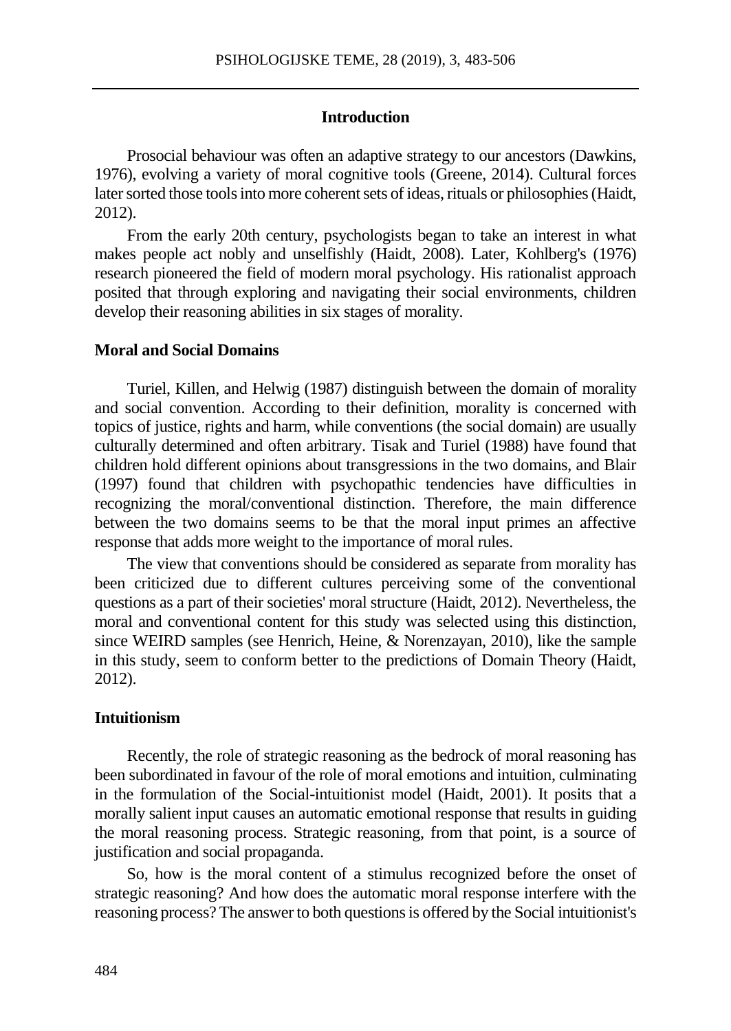## Introduction

Prosocial behaviour was often an adaptive strategy to our ancestors (Dawkins, 1976), evolving a variety of moral cognitive tools (Greene, 2014). Cultural forces later sorted those tools into more coherent sets of ideas, rituals or philosophies (Haidt, 2012).

From the early 20th century, psychologists began to take an interest in what makes people act nobly and unselfishly (Haidt, 2008). Later, Kohlberg's (1976) research pioneered the field of modern moral psychology. His rationalist approach posited that through exploring and navigating their social environments, children develop their reasoning abilities in six stages of morality.

### Moral and Social Domains

Turiel, Killen, and Helwig (1987) distinguish between the domain of morality and social convention. According to their definition, morality is concerned with topics of justice, rights and harm, while conventions (the social domain) are usually culturally determined and often arbitrary. Tisak and Turiel (1988) have found that children hold different opinions about transgressions in the two domains, and Blair (1997) found that children with psychopathic tendencies have difficulties in recognizing the moral/conventional distinction. Therefore, the main difference between the two domains seems to be that the moral input primes an affective response that adds more weight to the importance of moral rules.

The view that conventions should be considered as separate from morality has been criticized due to different cultures perceiving some of the conventional questions as a part of their societies' moral structure (Haidt, 2012). Nevertheless, the moral and conventional content for this study was selected using this distinction, since WEIRD samples (see Henrich, Heine, & Norenzayan, 2010), like the sample in this study, seem to conform better to the predictions of Domain Theory (Haidt, 2012).

### Intuitionism

Recently, the role of strategic reasoning as the bedrock of moral reasoning has been subordinated in favour of the role of moral emotions and intuition, culminating in the formulation of the Social-intuitionist model (Haidt, 2001). It posits that a morally salient input causes an automatic emotional response that results in guiding the moral reasoning process. Strategic reasoning, from that point, is a source of justification and social propaganda.

So, how is the moral content of a stimulus recognized before the onset of strategic reasoning? And how does the automatic moral response interfere with the reasoning process? The answer to both questions is offered by the Social intuitionist's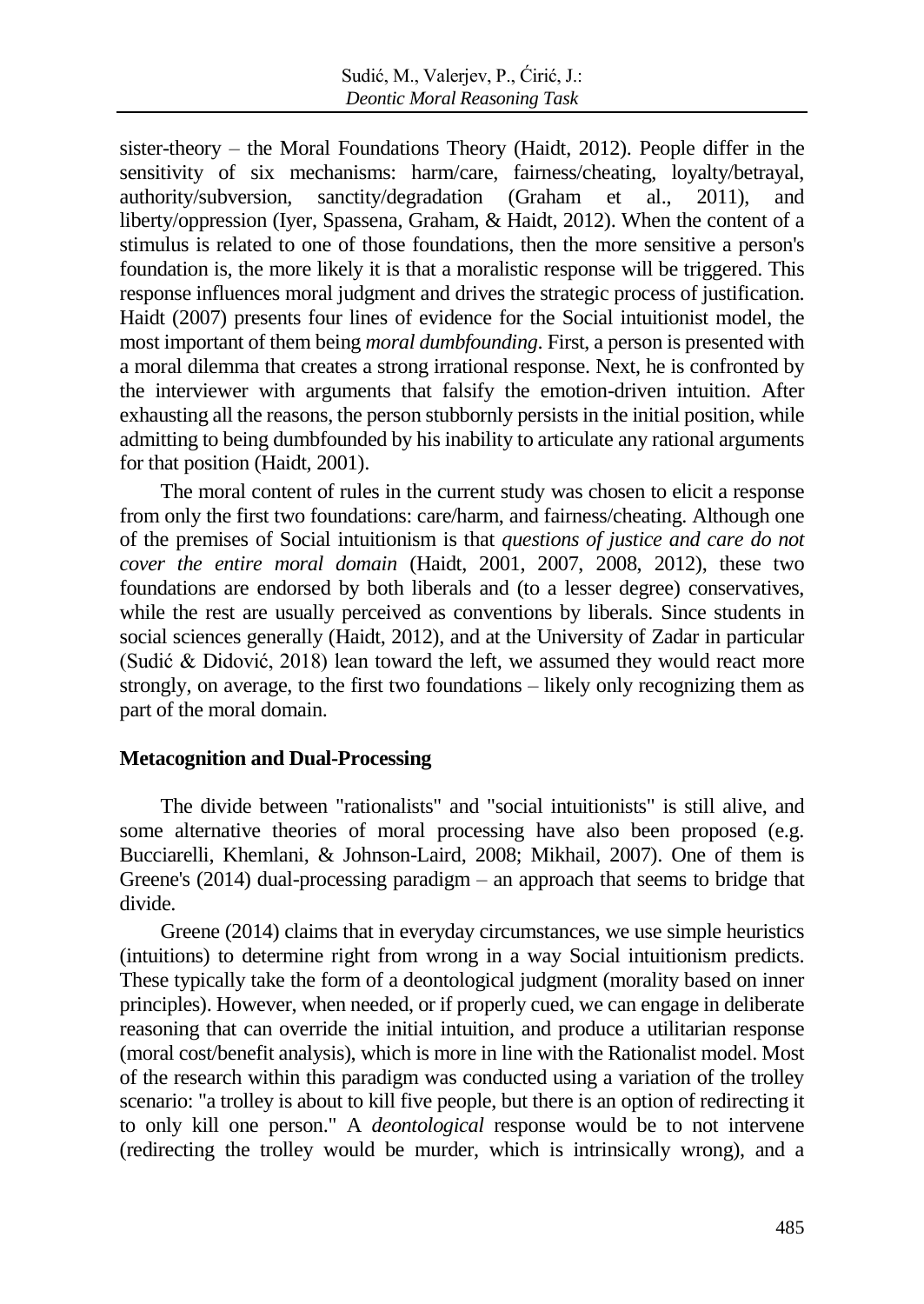sister-theory – the Moral Foundations Theory (Haidt, 2012). People differ in the sensitivity of six mechanisms: harm/care, fairness/cheating, loyalty/betrayal, authority/subversion, sanctity/degradation (Graham et al., 2011), and liberty/oppression (Iyer, Spassena, Graham, & Haidt, 2012). When the content of a stimulus is related to one of those foundations, then the more sensitive a person's foundation is, the more likely it is that a moralistic response will be triggered. This response influences moral judgment and drives the strategic process of justification. Haidt (2007) presents four lines of evidence for the Social intuitionist model, the most important of them being *moral dumbfounding*. First, a person is presented with a moral dilemma that creates a strong irrational response. Next, he is confronted by the interviewer with arguments that falsify the emotion-driven intuition. After exhausting all the reasons, the person stubbornly persists in the initial position, while admitting to being dumbfounded by his inability to articulate any rational arguments for that position (Haidt, 2001).

The moral content of rules in the current study was chosen to elicit a response from only the first two foundations: care/harm, and fairness/cheating. Although one of the premises of Social intuitionism is that *questions of justice and care do not cover the entire moral domain* (Haidt, 2001, 2007, 2008, 2012), these two foundations are endorsed by both liberals and (to a lesser degree) conservatives, while the rest are usually perceived as conventions by liberals. Since students in social sciences generally (Haidt, 2012), and at the University of Zadar in particular (Sudić & Didović, 2018) lean toward the left, we assumed they would react more strongly, on average, to the first two foundations – likely only recognizing them as part of the moral domain.

## Metacognition and Dual-Processing

The divide between "rationalists" and "social intuitionists" is still alive, and some alternative theories of moral processing have also been proposed (e.g. Bucciarelli, Khemlani, & Johnson-Laird, 2008; Mikhail, 2007). One of them is Greene's (2014) dual-processing paradigm – an approach that seems to bridge that divide.

Greene (2014) claims that in everyday circumstances, we use simple heuristics (intuitions) to determine right from wrong in a way Social intuitionism predicts. These typically take the form of a deontological judgment (morality based on inner principles). However, when needed, or if properly cued, we can engage in deliberate reasoning that can override the initial intuition, and produce a utilitarian response (moral cost/benefit analysis), which is more in line with the Rationalist model. Most of the research within this paradigm was conducted using a variation of the trolley scenario: "a trolley is about to kill five people, but there is an option of redirecting it to only kill one person." A *deontological* response would be to not intervene (redirecting the trolley would be murder, which is intrinsically wrong), and a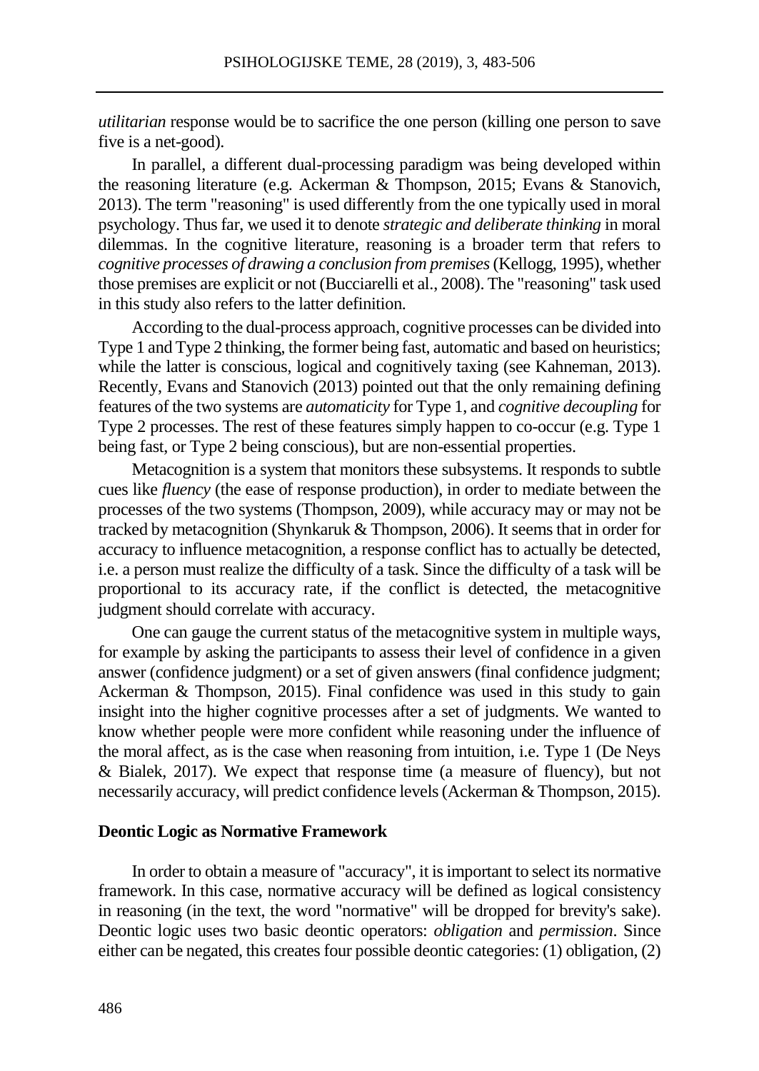*utilitarian* response would be to sacrifice the one person (killing one person to save five is a net-good).

In parallel, a different dual-processing paradigm was being developed within the reasoning literature (e.g. Ackerman & Thompson, 2015; Evans & Stanovich, 2013). The term "reasoning" is used differently from the one typically used in moral psychology. Thus far, we used it to denote *strategic and deliberate thinking* in moral dilemmas. In the cognitive literature, reasoning is a broader term that refers to *cognitive processes of drawing a conclusion from premises* (Kellogg, 1995), whether those premises are explicit or not (Bucciarelli et al., 2008). The "reasoning" task used in this study also refers to the latter definition.

According to the dual-process approach, cognitive processes can be divided into Type 1 and Type 2 thinking, the former being fast, automatic and based on heuristics; while the latter is conscious, logical and cognitively taxing (see Kahneman, 2013). Recently, Evans and Stanovich (2013) pointed out that the only remaining defining features of the two systems are *automaticity* for Type 1, and *cognitive decoupling* for Type 2 processes. The rest of these features simply happen to co-occur (e.g. Type 1 being fast, or Type 2 being conscious), but are non-essential properties.

Metacognition is a system that monitors these subsystems. It responds to subtle cues like *fluency* (the ease of response production), in order to mediate between the processes of the two systems (Thompson, 2009), while accuracy may or may not be tracked by metacognition (Shynkaruk & Thompson, 2006). It seems that in order for accuracy to influence metacognition, a response conflict has to actually be detected, i.e. a person must realize the difficulty of a task. Since the difficulty of a task will be proportional to its accuracy rate, if the conflict is detected, the metacognitive judgment should correlate with accuracy.

One can gauge the current status of the metacognitive system in multiple ways, for example by asking the participants to assess their level of confidence in a given answer (confidence judgment) or a set of given answers (final confidence judgment; Ackerman & Thompson, 2015). Final confidence was used in this study to gain insight into the higher cognitive processes after a set of judgments. We wanted to know whether people were more confident while reasoning under the influence of the moral affect, as is the case when reasoning from intuition, i.e. Type 1 (De Neys & Bialek, 2017). We expect that response time (a measure of fluency), but not necessarily accuracy, will predict confidence levels (Ackerman & Thompson, 2015).

## Deontic Logic as Normative Framework

In order to obtain a measure of "accuracy", it is important to select its normative framework. In this case, normative accuracy will be defined as logical consistency in reasoning (in the text, the word "normative" will be dropped for brevity's sake). Deontic logic uses two basic deontic operators: *obligation* and *permission*. Since either can be negated, this creates four possible deontic categories: (1) obligation, (2)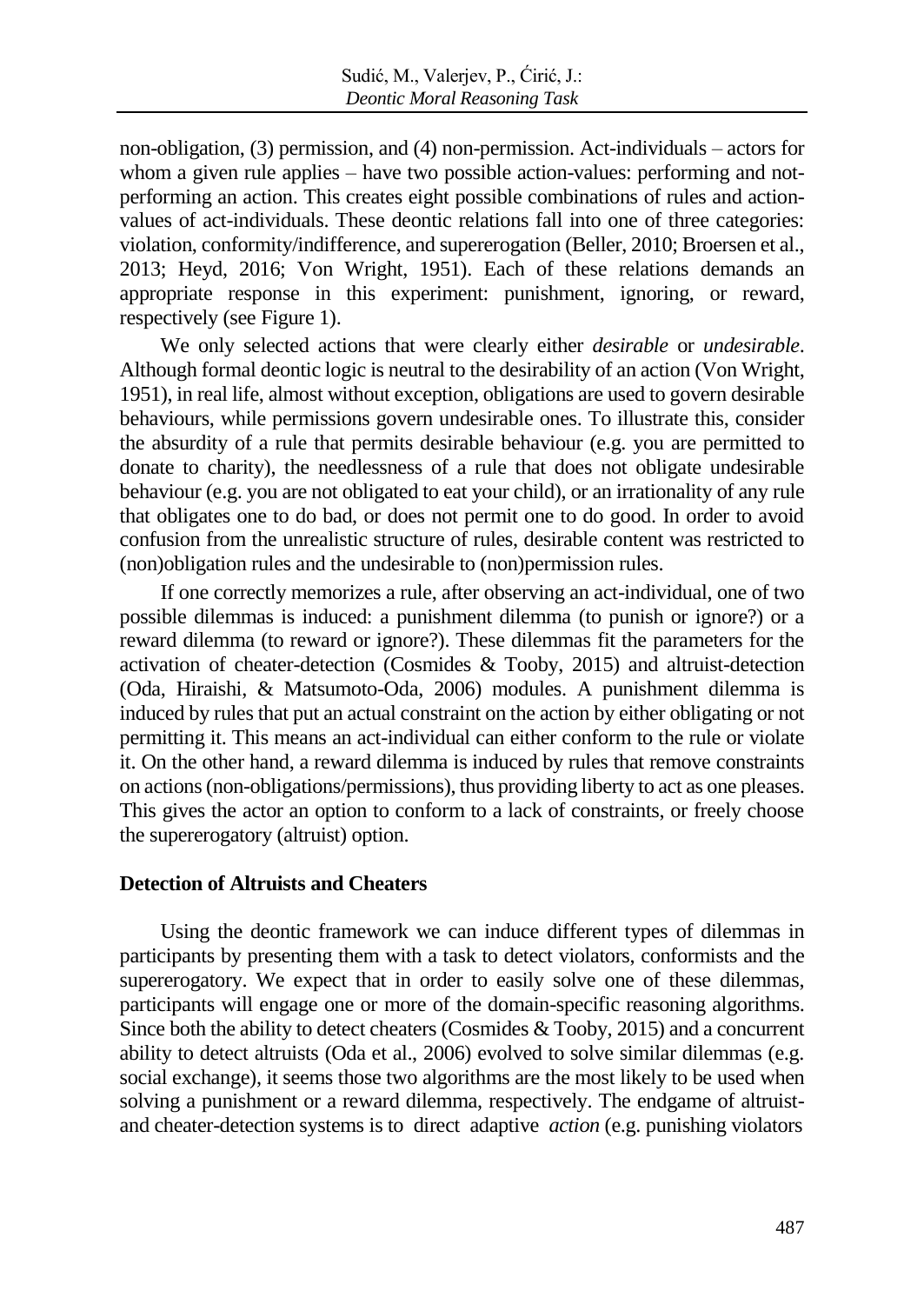non-obligation, (3) permission, and (4) non-permission. Act-individuals – actors for whom a given rule applies – have two possible action-values: performing and not-performing an action. This creates eight possible combinations of rules and action-values of act-individuals. These deontic relations fall into one of three categories: violation, conformity/indifference, and supererogation (Beller, 2010; Broersen et al., 2013; Heyd, 2016; Von Wright, 1951). Each of these relations demands an appropriate response in this experiment: punishment, ignoring, or reward, respectively (see Figure 1).

We only selected actions that were clearly either *desirable* or *undesirable*. Although formal deontic logic is neutral to the desirability of an action (Von Wright, 1951), in real life, almost without exception, obligations are used to govern desirable behaviours, while permissions govern undesirable ones. To illustrate this, consider the absurdity of a rule that permits desirable behaviour (e.g. you are permitted to donate to charity), the needlessness of a rule that does not obligate undesirable behaviour (e.g. you are not obligated to eat your child), or an irrationality of any rule that obligates one to do bad, or does not permit one to do good. In order to avoid confusion from the unrealistic structure of rules, desirable content was restricted to (non)obligation rules and the undesirable to (non)permission rules.

If one correctly memorizes a rule, after observing an act-individual, one of two possible dilemmas is induced: a punishment dilemma (to punish or ignore?) or a reward dilemma (to reward or ignore?). These dilemmas fit the parameters for the activation of cheater-detection (Cosmides & Tooby, 2015) and altruist-detection (Oda, Hiraishi, & Matsumoto-Oda, 2006) modules. A punishment dilemma is induced by rules that put an actual constraint on the action by either obligating or not permitting it. This means an act-individual can either conform to the rule or violate it. On the other hand, a reward dilemma is induced by rules that remove constraints on actions (non-obligations/permissions), thus providing liberty to act as one pleases. This gives the actor an option to conform to a lack of constraints, or freely choose the supererogatory (altruist) option.

## Detection of Altruists and Cheaters

Using the deontic framework we can induce different types of dilemmas in participants by presenting them with a task to detect violators, conformists and the supererogatory. We expect that in order to easily solve one of these dilemmas, participants will engage one or more of the domain-specific reasoning algorithms. Since both the ability to detect cheaters (Cosmides & Tooby, 2015) and a concurrent ability to detect altruists (Oda et al., 2006) evolved to solve similar dilemmas (e.g. social exchange), it seems those two algorithms are the most likely to be used when solving a punishment or a reward dilemma, respectively. The endgame of altruist- and cheater-detection systems is to direct adaptive *action* (e.g. punishing violators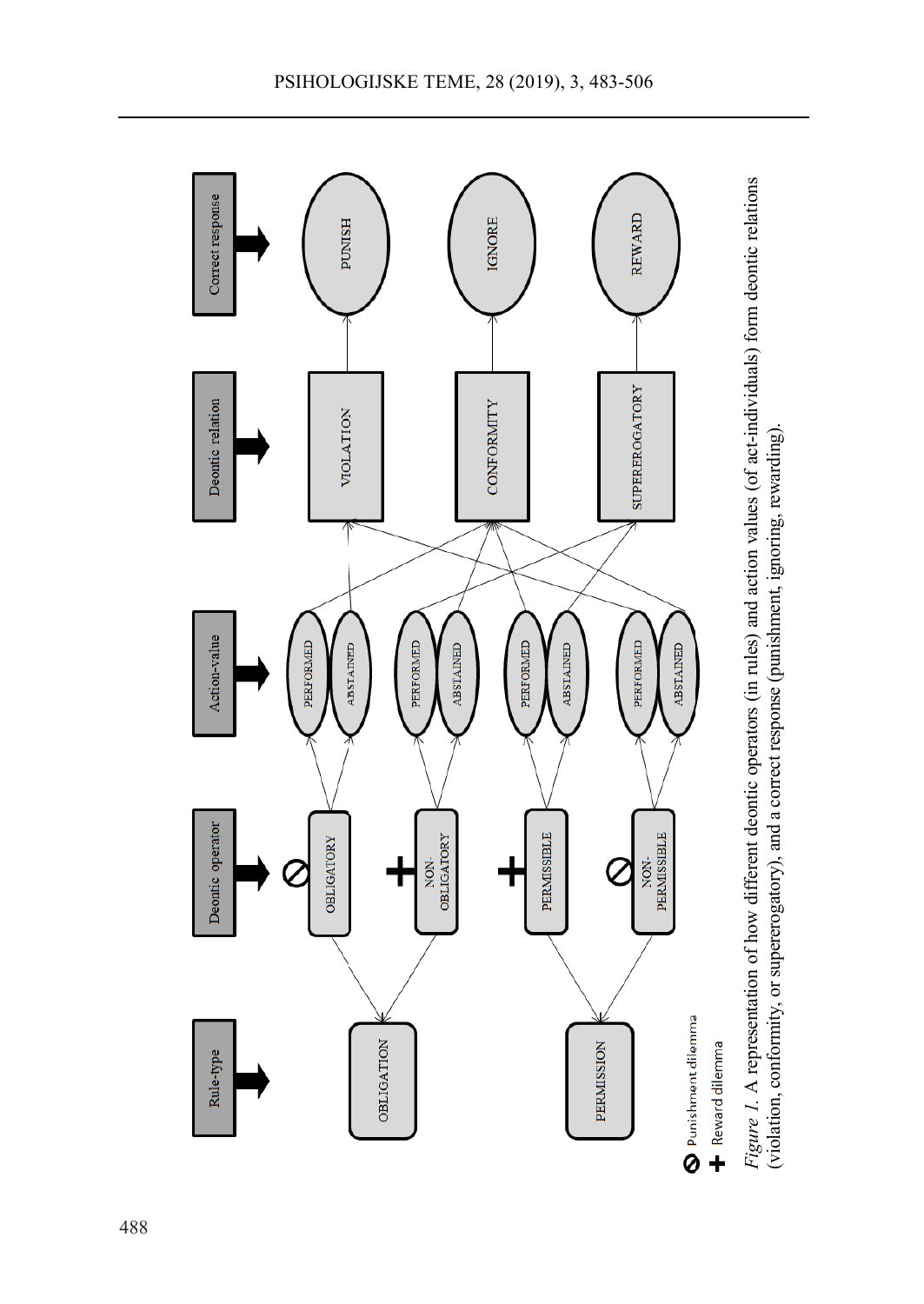*Figure 1.* A representation of how different deontic operators (in rules) and action values (of act-individuals) form deontic relations (violation, conformity, or supererogatory), and a correct response (punishment, ignoring, rewarding).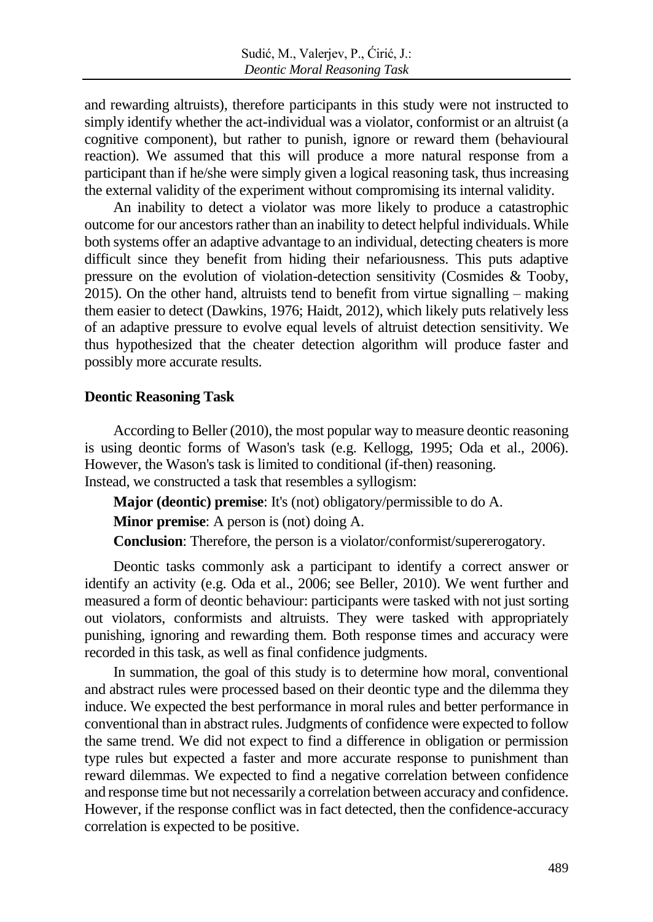and rewarding altruists), therefore participants in this study were not instructed to simply identify whether the act-individual was a violator, conformist or an altruist (a cognitive component), but rather to punish, ignore or reward them (behavioural reaction). We assumed that this will produce a more natural response from a participant than if he/she were simply given a logical reasoning task, thus increasing the external validity of the experiment without compromising its internal validity.

An inability to detect a violator was more likely to produce a catastrophic outcome for our ancestors rather than an inability to detect helpful individuals. While both systems offer an adaptive advantage to an individual, detecting cheaters is more difficult since they benefit from hiding their nefariousness. This puts adaptive pressure on the evolution of violation-detection sensitivity (Cosmides & Tooby, 2015). On the other hand, altruists tend to benefit from virtue signalling – making them easier to detect (Dawkins, 1976; Haidt, 2012), which likely puts relatively less of an adaptive pressure to evolve equal levels of altruist detection sensitivity. We thus hypothesized that the cheater detection algorithm will produce faster and possibly more accurate results.

## Deontic Reasoning Task

According to Beller (2010), the most popular way to measure deontic reasoning is using deontic forms of Wason's task (e.g. Kellogg, 1995; Oda et al., 2006). However, the Wason's task is limited to conditional (if-then) reasoning.
Instead, we constructed a task that resembles a syllogism:

**Major (deontic) premise**: It's (not) obligatory/permissible to do A.

**Minor premise**: A person is (not) doing A.

**Conclusion**: Therefore, the person is a violator/conformist/supererogatory.

Deontic tasks commonly ask a participant to identify a correct answer or identify an activity (e.g. Oda et al., 2006; see Beller, 2010). We went further and measured a form of deontic behaviour: participants were tasked with not just sorting out violators, conformists and altruists. They were tasked with appropriately punishing, ignoring and rewarding them. Both response times and accuracy were recorded in this task, as well as final confidence judgments.

In summation, the goal of this study is to determine how moral, conventional and abstract rules were processed based on their deontic type and the dilemma they induce. We expected the best performance in moral rules and better performance in conventional than in abstract rules. Judgments of confidence were expected to follow the same trend. We did not expect to find a difference in obligation or permission type rules but expected a faster and more accurate response to punishment than reward dilemmas. We expected to find a negative correlation between confidence and response time but not necessarily a correlation between accuracy and confidence. However, if the response conflict was in fact detected, then the confidence-accuracy correlation is expected to be positive.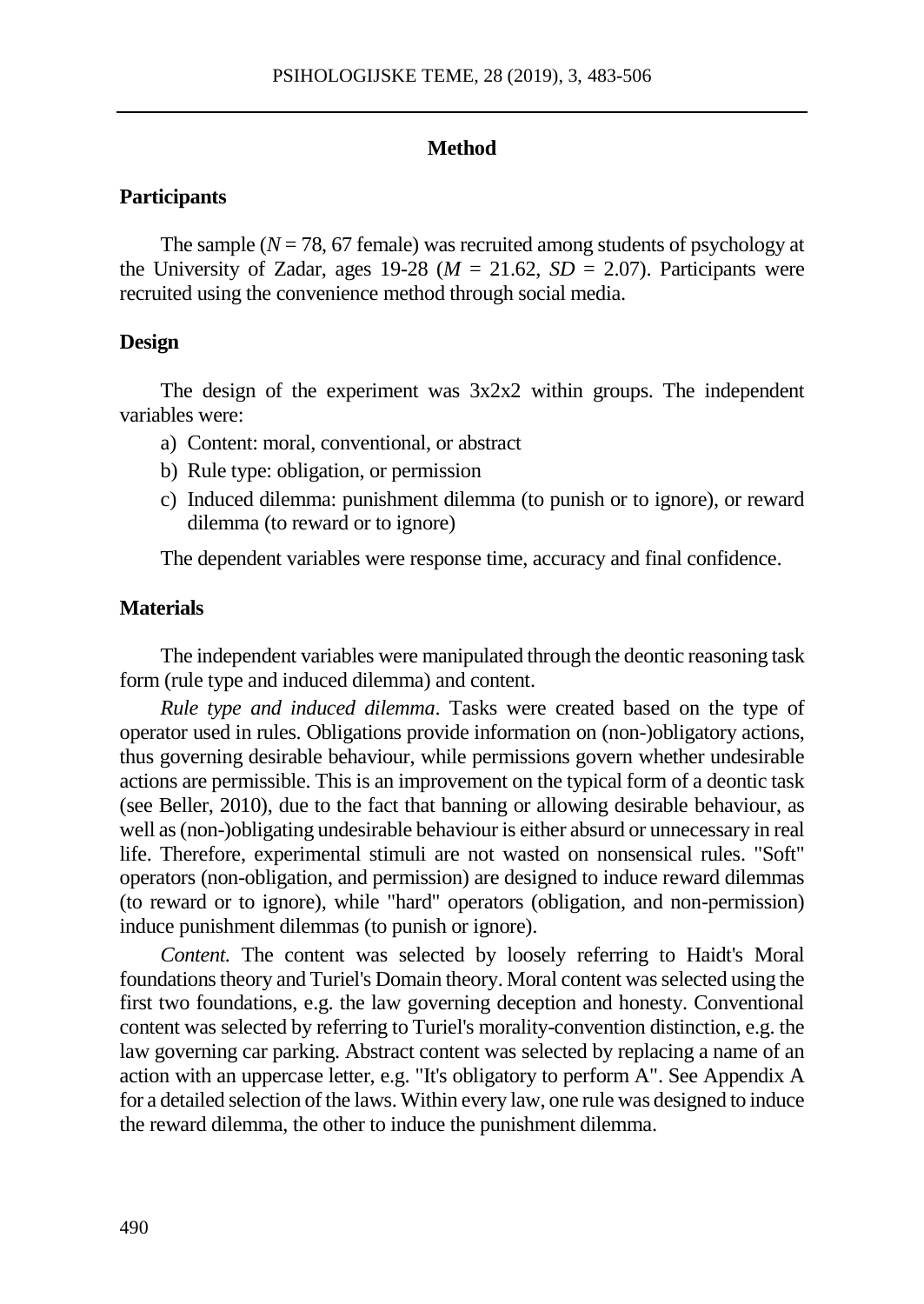## Method

### Participants

The sample ($N$ = 78, 67 female) was recruited among students of psychology at the University of Zadar, ages 19-28 ($M$ = 21.62, $SD$ = 2.07). Participants were recruited using the convenience method through social media.

### Design

The design of the experiment was 3x2x2 within groups. The independent variables were:

a) Content: moral, conventional, or abstract
b) Rule type: obligation, or permission
c) Induced dilemma: punishment dilemma (to punish or to ignore), or reward dilemma (to reward or to ignore)

The dependent variables were response time, accuracy and final confidence.

### Materials

The independent variables were manipulated through the deontic reasoning task form (rule type and induced dilemma) and content.

*Rule type and induced dilemma*. Tasks were created based on the type of operator used in rules. Obligations provide information on (non-)obligatory actions, thus governing desirable behaviour, while permissions govern whether undesirable actions are permissible. This is an improvement on the typical form of a deontic task (see Beller, 2010), due to the fact that banning or allowing desirable behaviour, as well as (non-)obligating undesirable behaviour is either absurd or unnecessary in real life. Therefore, experimental stimuli are not wasted on nonsensical rules. "Soft" operators (non-obligation, and permission) are designed to induce reward dilemmas (to reward or to ignore), while "hard" operators (obligation, and non-permission) induce punishment dilemmas (to punish or ignore).

*Content.* The content was selected by loosely referring to Haidt's Moral foundations theory and Turiel's Domain theory. Moral content was selected using the first two foundations, e.g. the law governing deception and honesty. Conventional content was selected by referring to Turiel's morality-convention distinction, e.g. the law governing car parking. Abstract content was selected by replacing a name of an action with an uppercase letter, e.g. "It's obligatory to perform A". See Appendix A for a detailed selection of the laws. Within every law, one rule was designed to induce the reward dilemma, the other to induce the punishment dilemma.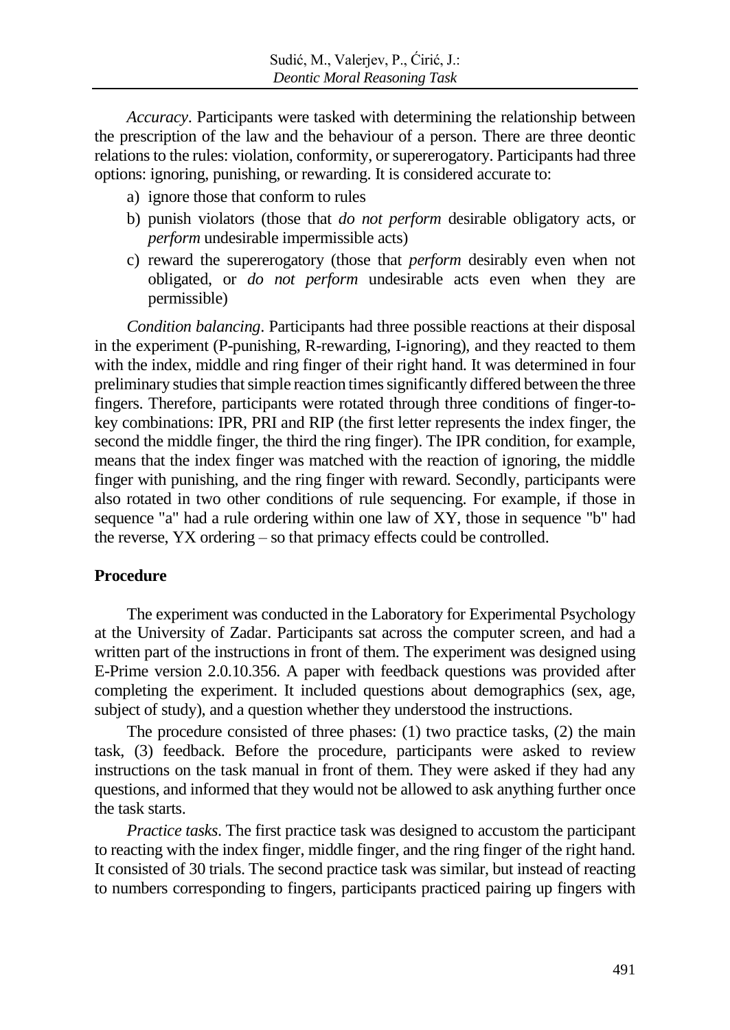*Accuracy*. Participants were tasked with determining the relationship between the prescription of the law and the behaviour of a person. There are three deontic relations to the rules: violation, conformity, or supererogatory. Participants had three options: ignoring, punishing, or rewarding. It is considered accurate to:

a) ignore those that conform to rules
b) punish violators (those that *do not perform* desirable obligatory acts, or *perform* undesirable impermissible acts)
c) reward the supererogatory (those that *perform* desirably even when not obligated, or *do not perform* undesirable acts even when they are permissible)

*Condition balancing*. Participants had three possible reactions at their disposal in the experiment (P-punishing, R-rewarding, I-ignoring), and they reacted to them with the index, middle and ring finger of their right hand. It was determined in four preliminary studies that simple reaction times significantly differed between the three fingers. Therefore, participants were rotated through three conditions of finger-to-key combinations: IPR, PRI and RIP (the first letter represents the index finger, the second the middle finger, the third the ring finger). The IPR condition, for example, means that the index finger was matched with the reaction of ignoring, the middle finger with punishing, and the ring finger with reward. Secondly, participants were also rotated in two other conditions of rule sequencing. For example, if those in sequence "a" had a rule ordering within one law of XY, those in sequence "b" had the reverse, YX ordering – so that primacy effects could be controlled.

## Procedure

The experiment was conducted in the Laboratory for Experimental Psychology at the University of Zadar. Participants sat across the computer screen, and had a written part of the instructions in front of them. The experiment was designed using E-Prime version 2.0.10.356. A paper with feedback questions was provided after completing the experiment. It included questions about demographics (sex, age, subject of study), and a question whether they understood the instructions.

The procedure consisted of three phases: (1) two practice tasks, (2) the main task, (3) feedback. Before the procedure, participants were asked to review instructions on the task manual in front of them. They were asked if they had any questions, and informed that they would not be allowed to ask anything further once the task starts.

*Practice tasks*. The first practice task was designed to accustom the participant to reacting with the index finger, middle finger, and the ring finger of the right hand. It consisted of 30 trials. The second practice task was similar, but instead of reacting to numbers corresponding to fingers, participants practiced pairing up fingers with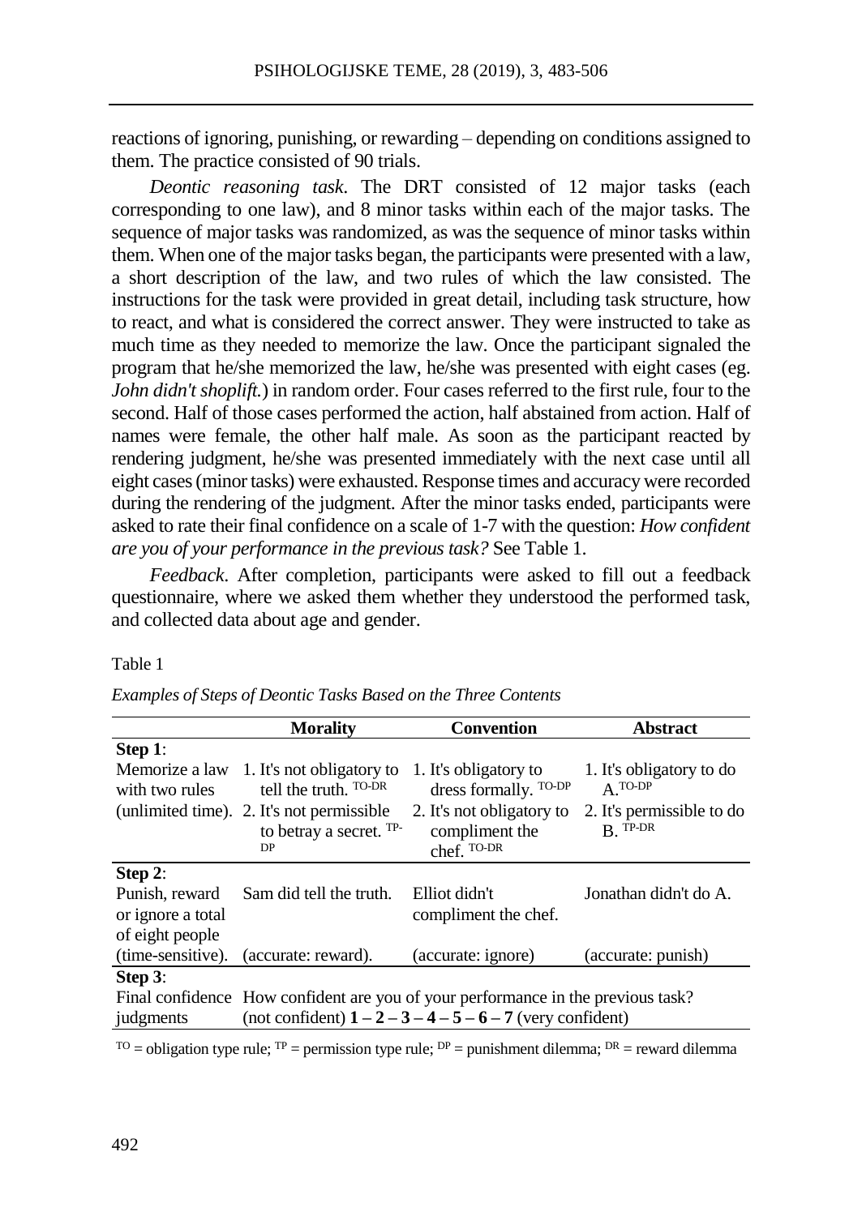reactions of ignoring, punishing, or rewarding – depending on conditions assigned to them. The practice consisted of 90 trials.

*Deontic reasoning task*. The DRT consisted of 12 major tasks (each corresponding to one law), and 8 minor tasks within each of the major tasks. The sequence of major tasks was randomized, as was the sequence of minor tasks within them. When one of the major tasks began, the participants were presented with a law, a short description of the law, and two rules of which the law consisted. The instructions for the task were provided in great detail, including task structure, how to react, and what is considered the correct answer. They were instructed to take as much time as they needed to memorize the law. Once the participant signaled the program that he/she memorized the law, he/she was presented with eight cases (eg. *John didn't shoplift.*) in random order. Four cases referred to the first rule, four to the second. Half of those cases performed the action, half abstained from action. Half of names were female, the other half male. As soon as the participant reacted by rendering judgment, he/she was presented immediately with the next case until all eight cases (minor tasks) were exhausted. Response times and accuracy were recorded during the rendering of the judgment. After the minor tasks ended, participants were asked to rate their final confidence on a scale of 1-7 with the question: *How confident are you of your performance in the previous task?* See Table 1.

*Feedback*. After completion, participants were asked to fill out a feedback questionnaire, where we asked them whether they understood the performed task, and collected data about age and gender.

Table 1

*Examples of Steps of Deontic Tasks Based on the Three Contents*

| | **Morality** | **Convention** | **Abstract** |
|---|---|---|---|
| **Step 1**: Memorize a law with two rules (unlimited time). | 1. It's not obligatory to tell the truth. [TO-DR] 2. It's not permissible to betray a secret. [TP-DP] | 1. It's obligatory to dress formally. [TO-DP] 2. It's not obligatory to compliment the chef. [TO-DR] | 1. It's obligatory to do A. [TO-DP] 2. It's permissible to do B. [TP-DR] |
| **Step 2**: Punish, reward or ignore a total of eight people (time-sensitive). | Sam did tell the truth. (accurate: reward). | Elliot didn't compliment the chef. (accurate: ignore) | Jonathan didn't do A. (accurate: punish) |
| **Step 3**: Final confidence judgments | How confident are you of your performance in the previous task? (not confident) **1 – 2 – 3 – 4 – 5 – 6 – 7** (very confident) | | |

[TO] = obligation type rule; [TP] = permission type rule; [DP] = punishment dilemma; [DR] = reward dilemma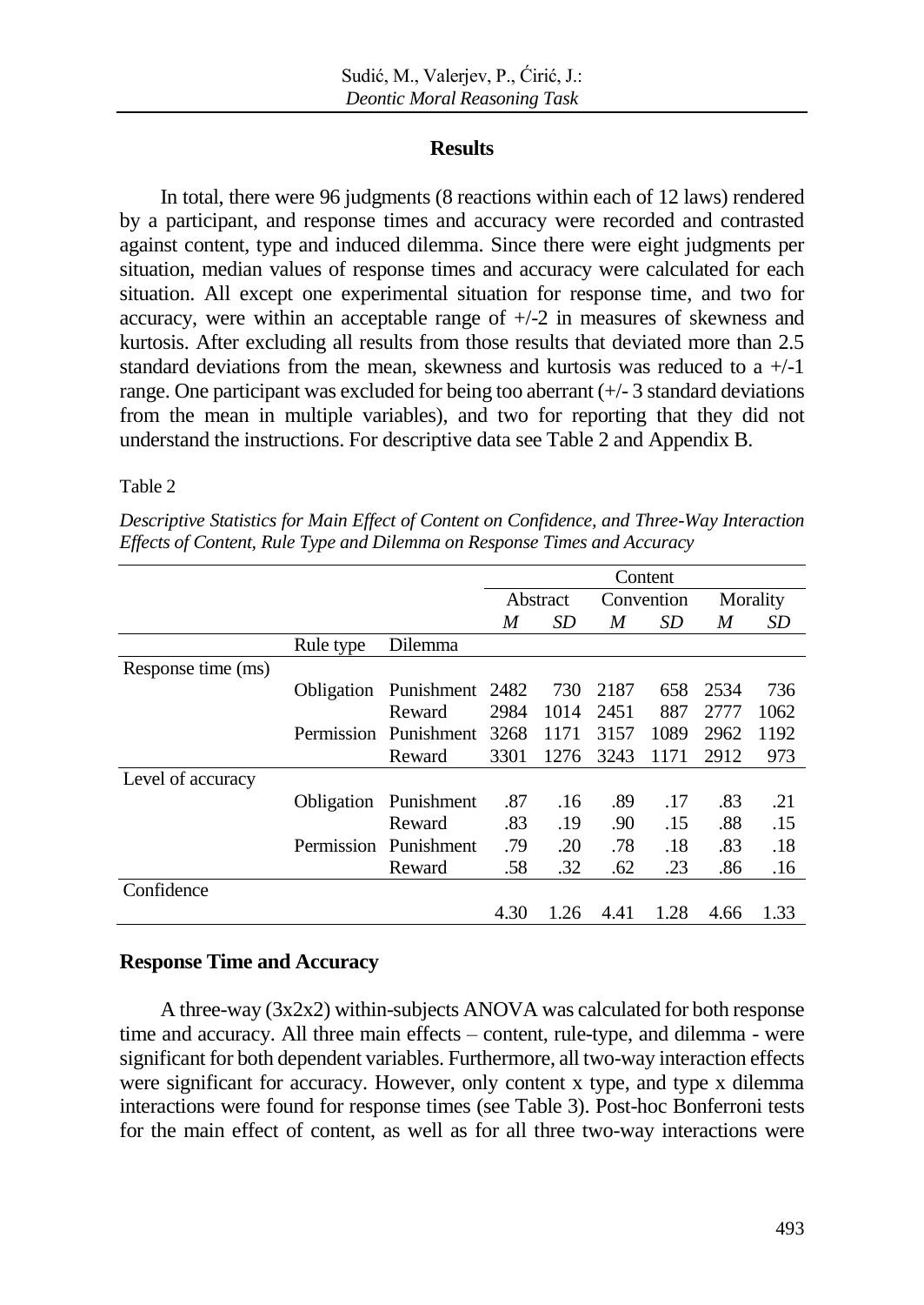## Results

In total, there were 96 judgments (8 reactions within each of 12 laws) rendered by a participant, and response times and accuracy were recorded and contrasted against content, type and induced dilemma. Since there were eight judgments per situation, median values of response times and accuracy were calculated for each situation. All except one experimental situation for response time, and two for accuracy, were within an acceptable range of +/-2 in measures of skewness and kurtosis. After excluding all results from those results that deviated more than 2.5 standard deviations from the mean, skewness and kurtosis was reduced to a +/-1 range. One participant was excluded for being too aberrant (+/- 3 standard deviations from the mean in multiple variables), and two for reporting that they did not understand the instructions. For descriptive data see Table 2 and Appendix B.

Table 2

*Descriptive Statistics for Main Effect of Content on Confidence, and Three-Way Interaction Effects of Content, Rule Type and Dilemma on Response Times and Accuracy*

| | | | Content | | | | | |
|---|---|---|---|---|---|---|---|---|
| | | | Abstract | | Convention | | Morality | |
| | | | *M* | *SD* | *M* | *SD* | *M* | *SD* |
| | Rule type | Dilemma | | | | | | |
| Response time (ms) | | | | | | | | |
| | Obligation | Punishment | 2482 | 730 | 2187 | 658 | 2534 | 736 |
| | | Reward | 2984 | 1014 | 2451 | 887 | 2777 | 1062 |
| | Permission | Punishment | 3268 | 1171 | 3157 | 1089 | 2962 | 1192 |
| | | Reward | 3301 | 1276 | 3243 | 1171 | 2912 | 973 |
| Level of accuracy | | | | | | | | |
| | Obligation | Punishment | .87 | .16 | .89 | .17 | .83 | .21 |
| | | Reward | .83 | .19 | .90 | .15 | .88 | .15 |
| | Permission | Punishment | .79 | .20 | .78 | .18 | .83 | .18 |
| | | Reward | .58 | .32 | .62 | .23 | .86 | .16 |
| Confidence | | | | | | | | |
| | | | 4.30 | 1.26 | 4.41 | 1.28 | 4.66 | 1.33 |

### Response Time and Accuracy

A three-way (3x2x2) within-subjects ANOVA was calculated for both response time and accuracy. All three main effects – content, rule-type, and dilemma - were significant for both dependent variables. Furthermore, all two-way interaction effects were significant for accuracy. However, only content x type, and type x dilemma interactions were found for response times (see Table 3). Post-hoc Bonferroni tests for the main effect of content, as well as for all three two-way interactions were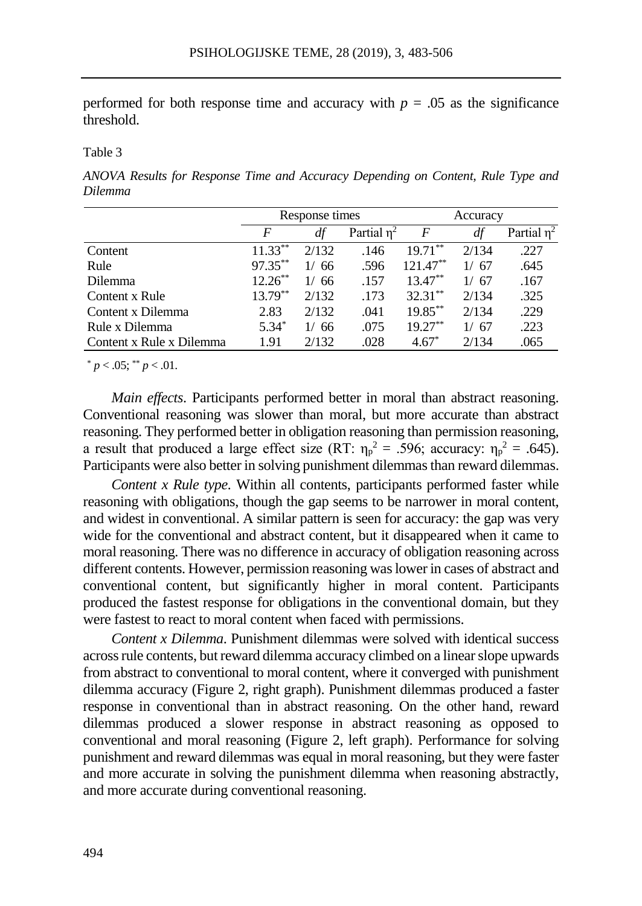performed for both response time and accuracy with $p = .05$ as the significance threshold.

Table 3

*ANOVA Results for Response Time and Accuracy Depending on Content, Rule Type and Dilemma*

| | Response times | | | Accuracy | | |
|---|---|---|---|---|---|---|
| | $F$ | $df$ | Partial $\eta^2$ | $F$ | $df$ | Partial $\eta^2$ |
| Content | $11.33^{**}$ | 2/132 | .146 | $19.71^{**}$ | 2/134 | .227 |
| Rule | $97.35^{**}$ | 1/ 66 | .596 | $121.47^{**}$ | 1/ 67 | .645 |
| Dilemma | $12.26^{**}$ | 1/ 66 | .157 | $13.47^{**}$ | 1/ 67 | .167 |
| Content x Rule | $13.79^{**}$ | 2/132 | .173 | $32.31^{**}$ | 2/134 | .325 |
| Content x Dilemma | 2.83 | 2/132 | .041 | $19.85^{**}$ | 2/134 | .229 |
| Rule x Dilemma | $5.34^{*}$ | 1/ 66 | .075 | $19.27^{**}$ | 1/ 67 | .223 |
| Content x Rule x Dilemma | 1.91 | 2/132 | .028 | $4.67^{*}$ | 2/134 | .065 |

$^{*}$ $p < .05$; $^{**}$ $p < .01$.

*Main effects*. Participants performed better in moral than abstract reasoning. Conventional reasoning was slower than moral, but more accurate than abstract reasoning. They performed better in obligation reasoning than permission reasoning, a result that produced a large effect size (RT: $\eta_p^2 = .596$; accuracy: $\eta_p^2 = .645$). Participants were also better in solving punishment dilemmas than reward dilemmas.

*Content x Rule type*. Within all contents, participants performed faster while reasoning with obligations, though the gap seems to be narrower in moral content, and widest in conventional. A similar pattern is seen for accuracy: the gap was very wide for the conventional and abstract content, but it disappeared when it came to moral reasoning. There was no difference in accuracy of obligation reasoning across different contents. However, permission reasoning was lower in cases of abstract and conventional content, but significantly higher in moral content. Participants produced the fastest response for obligations in the conventional domain, but they were fastest to react to moral content when faced with permissions.

*Content x Dilemma*. Punishment dilemmas were solved with identical success across rule contents, but reward dilemma accuracy climbed on a linear slope upwards from abstract to conventional to moral content, where it converged with punishment dilemma accuracy (Figure 2, right graph). Punishment dilemmas produced a faster response in conventional than in abstract reasoning. On the other hand, reward dilemmas produced a slower response in abstract reasoning as opposed to conventional and moral reasoning (Figure 2, left graph). Performance for solving punishment and reward dilemmas was equal in moral reasoning, but they were faster and more accurate in solving the punishment dilemma when reasoning abstractly, and more accurate during conventional reasoning.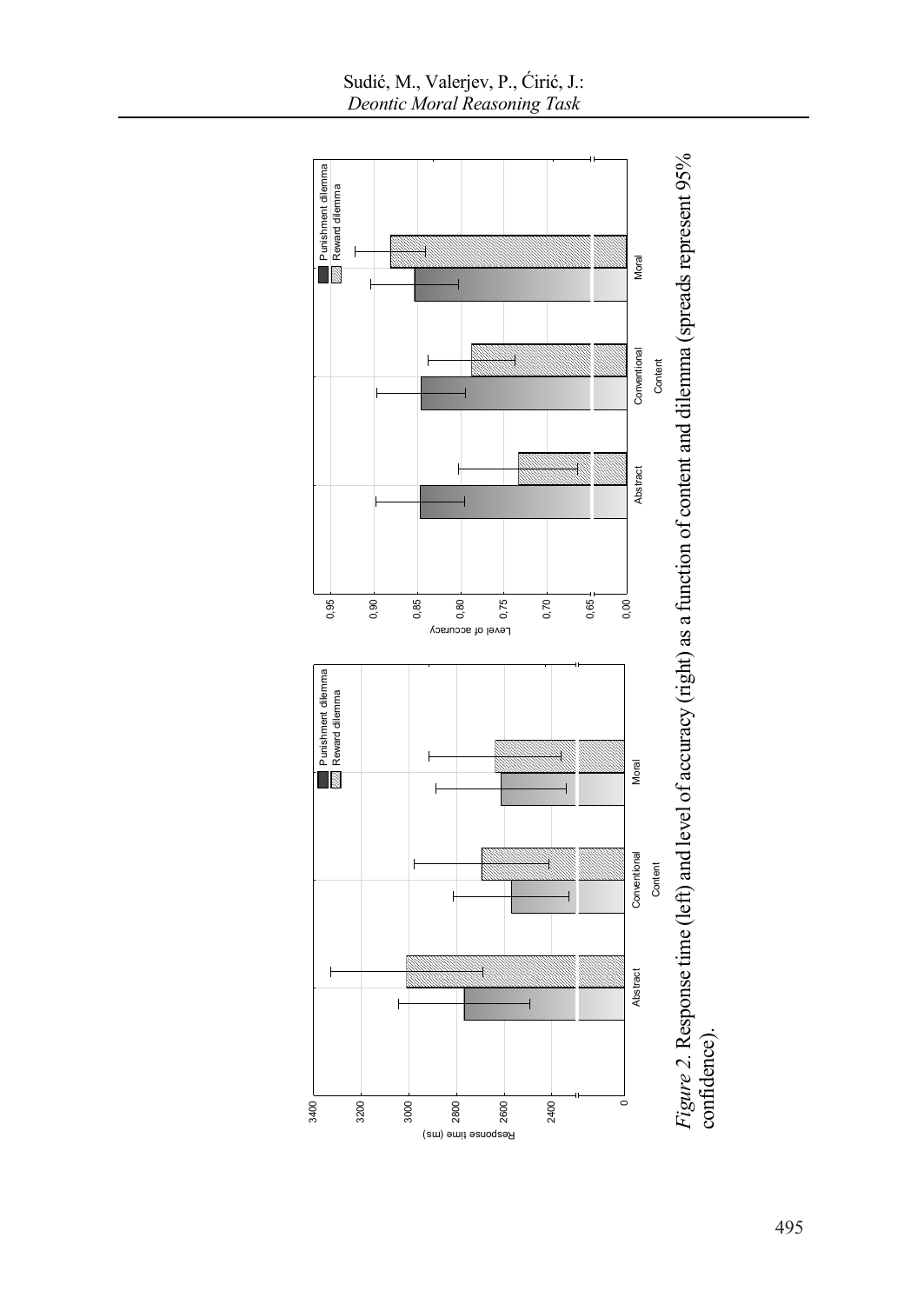*Figure 2*. Response time (left) and level of accuracy (right) as a function of content and dilemma (spreads represent 95% confidence).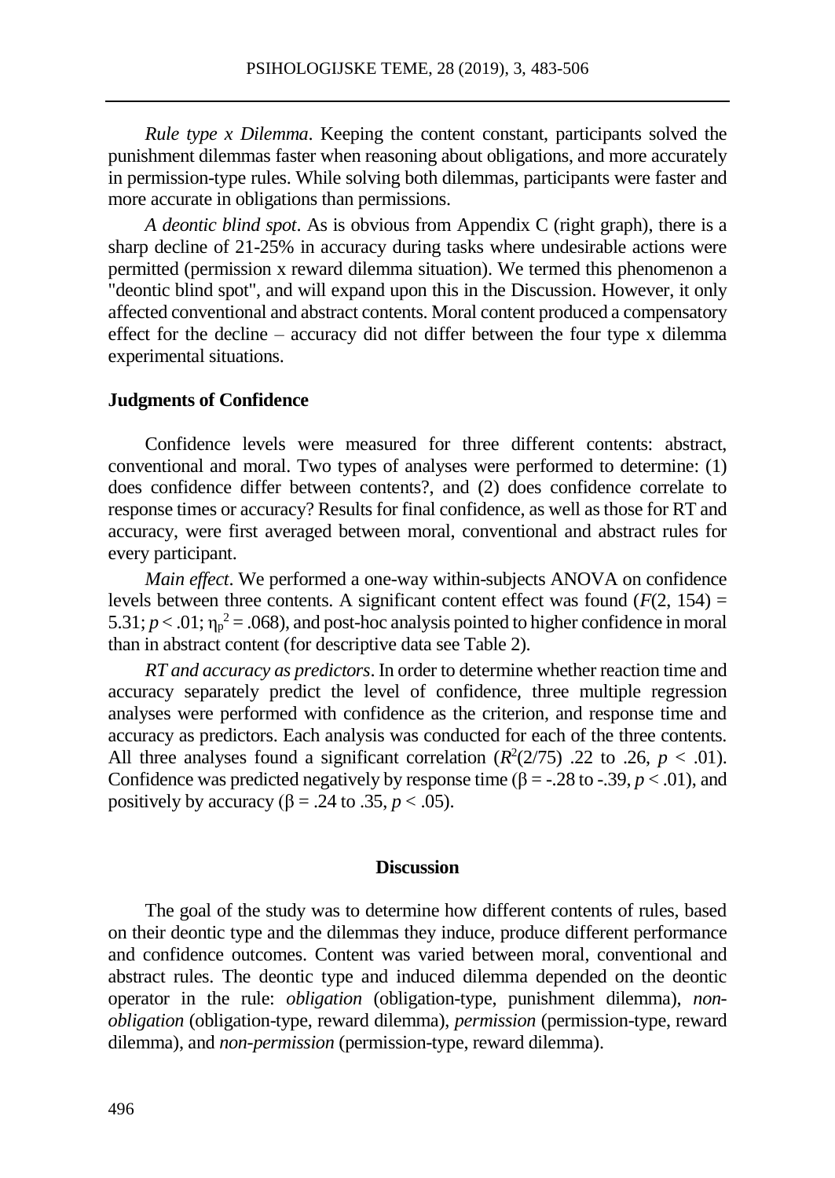*Rule type x Dilemma*. Keeping the content constant, participants solved the punishment dilemmas faster when reasoning about obligations, and more accurately in permission-type rules. While solving both dilemmas, participants were faster and more accurate in obligations than permissions.

*A deontic blind spot*. As is obvious from Appendix C (right graph), there is a sharp decline of 21-25% in accuracy during tasks where undesirable actions were permitted (permission x reward dilemma situation). We termed this phenomenon a "deontic blind spot", and will expand upon this in the Discussion. However, it only affected conventional and abstract contents. Moral content produced a compensatory effect for the decline – accuracy did not differ between the four type x dilemma experimental situations.

### Judgments of Confidence

Confidence levels were measured for three different contents: abstract, conventional and moral. Two types of analyses were performed to determine: (1) does confidence differ between contents?, and (2) does confidence correlate to response times or accuracy? Results for final confidence, as well as those for RT and accuracy, were first averaged between moral, conventional and abstract rules for every participant.

*Main effect*. We performed a one-way within-subjects ANOVA on confidence levels between three contents. A significant content effect was found ($F(2, 154) = 5.31$; $p < .01$; $\eta_p^2 = .068$), and post-hoc analysis pointed to higher confidence in moral than in abstract content (for descriptive data see Table 2).

*RT and accuracy as predictors*. In order to determine whether reaction time and accuracy separately predict the level of confidence, three multiple regression analyses were performed with confidence as the criterion, and response time and accuracy as predictors. Each analysis was conducted for each of the three contents. All three analyses found a significant correlation ($R^2(2/75)$ .22 to .26, $p < .01$). Confidence was predicted negatively by response time ($\beta = -.28$ to $-.39$, $p < .01$), and positively by accuracy ($\beta = .24$ to $.35$, $p < .05$).

## Discussion

The goal of the study was to determine how different contents of rules, based on their deontic type and the dilemmas they induce, produce different performance and confidence outcomes. Content was varied between moral, conventional and abstract rules. The deontic type and induced dilemma depended on the deontic operator in the rule: *obligation* (obligation-type, punishment dilemma), *non-obligation* (obligation-type, reward dilemma), *permission* (permission-type, reward dilemma), and *non-permission* (permission-type, reward dilemma).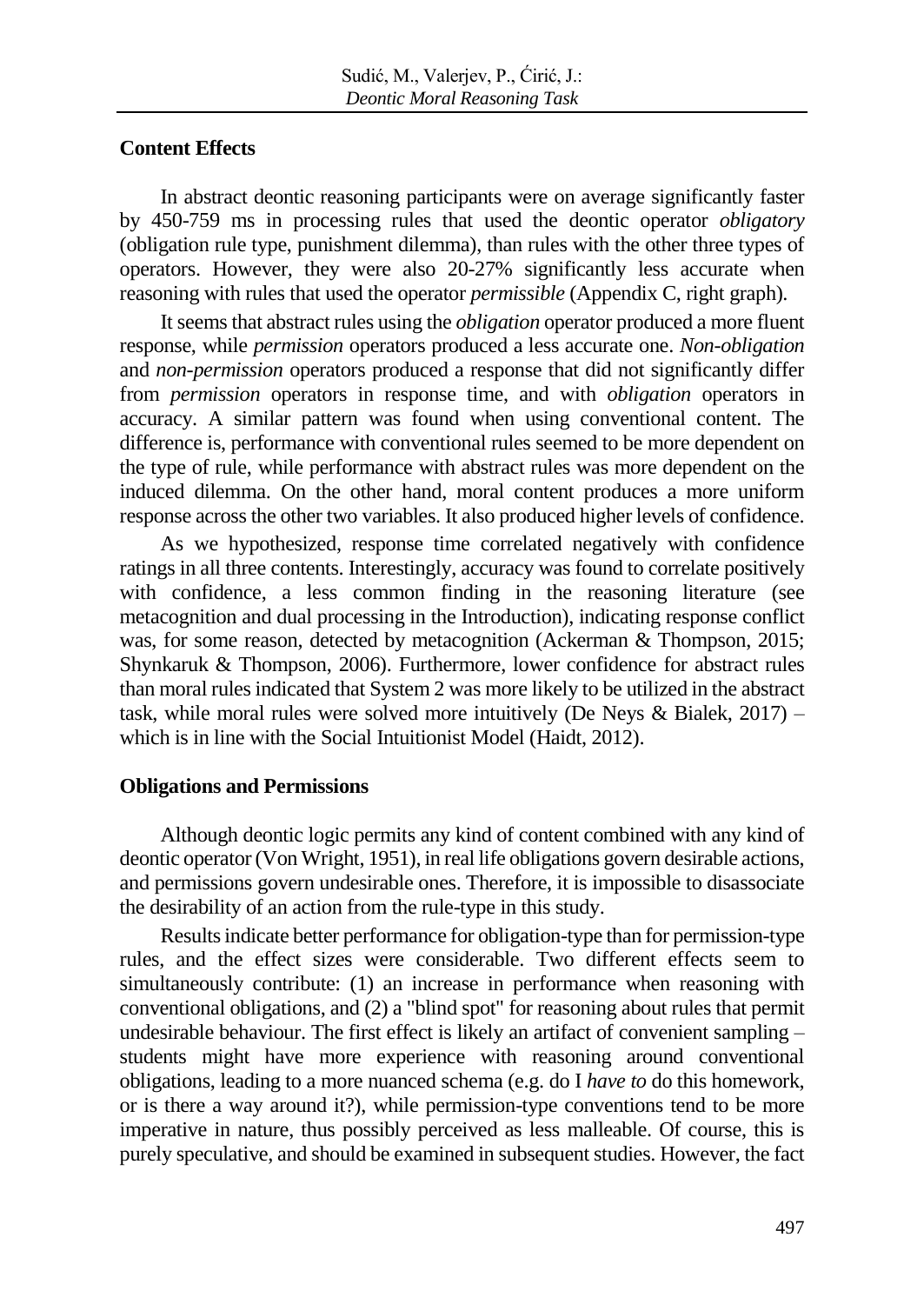## Content Effects

In abstract deontic reasoning participants were on average significantly faster by 450-759 ms in processing rules that used the deontic operator *obligatory* (obligation rule type, punishment dilemma), than rules with the other three types of operators. However, they were also 20-27% significantly less accurate when reasoning with rules that used the operator *permissible* (Appendix C, right graph).

It seems that abstract rules using the *obligation* operator produced a more fluent response, while *permission* operators produced a less accurate one. *Non-obligation* and *non-permission* operators produced a response that did not significantly differ from *permission* operators in response time, and with *obligation* operators in accuracy. A similar pattern was found when using conventional content. The difference is, performance with conventional rules seemed to be more dependent on the type of rule, while performance with abstract rules was more dependent on the induced dilemma. On the other hand, moral content produces a more uniform response across the other two variables. It also produced higher levels of confidence.

As we hypothesized, response time correlated negatively with confidence ratings in all three contents. Interestingly, accuracy was found to correlate positively with confidence, a less common finding in the reasoning literature (see metacognition and dual processing in the Introduction), indicating response conflict was, for some reason, detected by metacognition (Ackerman & Thompson, 2015; Shynkaruk & Thompson, 2006). Furthermore, lower confidence for abstract rules than moral rules indicated that System 2 was more likely to be utilized in the abstract task, while moral rules were solved more intuitively (De Neys & Bialek, 2017) – which is in line with the Social Intuitionist Model (Haidt, 2012).

## Obligations and Permissions

Although deontic logic permits any kind of content combined with any kind of deontic operator (Von Wright, 1951), in real life obligations govern desirable actions, and permissions govern undesirable ones. Therefore, it is impossible to disassociate the desirability of an action from the rule-type in this study.

Results indicate better performance for obligation-type than for permission-type rules, and the effect sizes were considerable. Two different effects seem to simultaneously contribute: (1) an increase in performance when reasoning with conventional obligations, and (2) a "blind spot" for reasoning about rules that permit undesirable behaviour. The first effect is likely an artifact of convenient sampling – students might have more experience with reasoning around conventional obligations, leading to a more nuanced schema (e.g. do I *have to* do this homework, or is there a way around it?), while permission-type conventions tend to be more imperative in nature, thus possibly perceived as less malleable. Of course, this is purely speculative, and should be examined in subsequent studies. However, the fact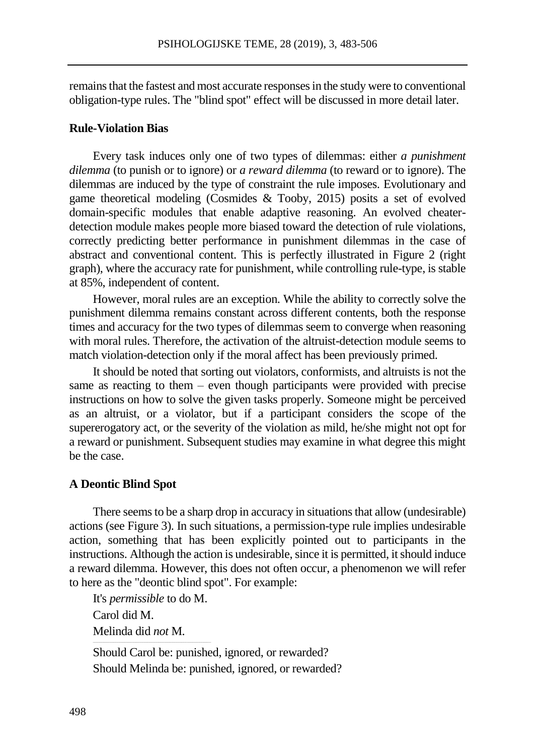remains that the fastest and most accurate responses in the study were to conventional obligation-type rules. The "blind spot" effect will be discussed in more detail later.

### Rule-Violation Bias

Every task induces only one of two types of dilemmas: either *a punishment dilemma* (to punish or to ignore) or *a reward dilemma* (to reward or to ignore). The dilemmas are induced by the type of constraint the rule imposes. Evolutionary and game theoretical modeling (Cosmides & Tooby, 2015) posits a set of evolved domain-specific modules that enable adaptive reasoning. An evolved cheater-detection module makes people more biased toward the detection of rule violations, correctly predicting better performance in punishment dilemmas in the case of abstract and conventional content. This is perfectly illustrated in Figure 2 (right graph), where the accuracy rate for punishment, while controlling rule-type, is stable at 85%, independent of content.

However, moral rules are an exception. While the ability to correctly solve the punishment dilemma remains constant across different contents, both the response times and accuracy for the two types of dilemmas seem to converge when reasoning with moral rules. Therefore, the activation of the altruist-detection module seems to match violation-detection only if the moral affect has been previously primed.

It should be noted that sorting out violators, conformists, and altruists is not the same as reacting to them – even though participants were provided with precise instructions on how to solve the given tasks properly. Someone might be perceived as an altruist, or a violator, but if a participant considers the scope of the supererogatory act, or the severity of the violation as mild, he/she might not opt for a reward or punishment. Subsequent studies may examine in what degree this might be the case.

### A Deontic Blind Spot

There seems to be a sharp drop in accuracy in situations that allow (undesirable) actions (see Figure 3). In such situations, a permission-type rule implies undesirable action, something that has been explicitly pointed out to participants in the instructions. Although the action is undesirable, since it is permitted, it should induce a reward dilemma. However, this does not often occur, a phenomenon we will refer to here as the "deontic blind spot". For example:

It's *permissible* to do M.
Carol did M.
Melinda did *not* M.

---

Should Carol be: punished, ignored, or rewarded?
Should Melinda be: punished, ignored, or rewarded?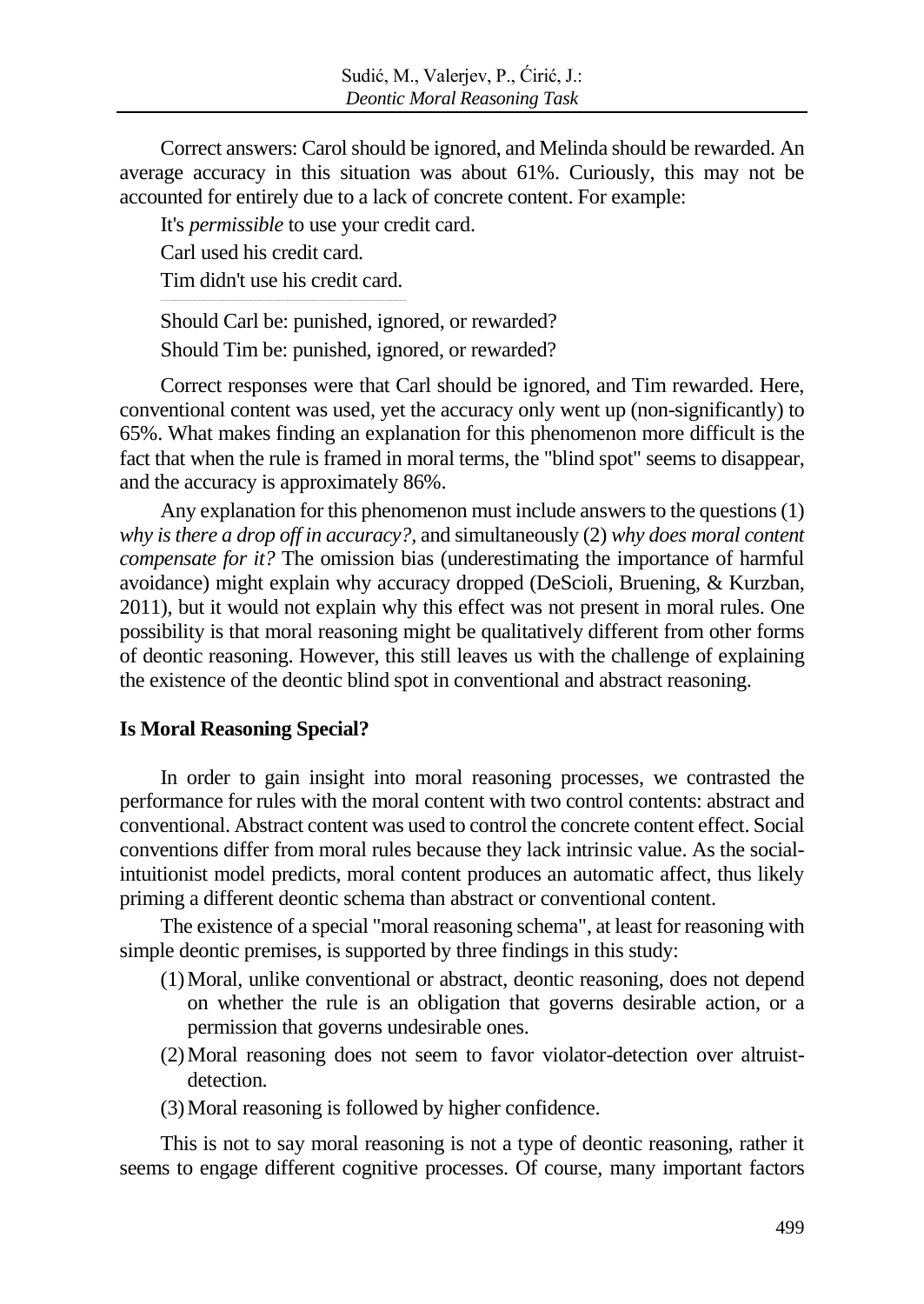Correct answers: Carol should be ignored, and Melinda should be rewarded. An average accuracy in this situation was about 61%. Curiously, this may not be accounted for entirely due to a lack of concrete content. For example:

It's *permissible* to use your credit card.

Carl used his credit card.

Tim didn't use his credit card.

---

Should Carl be: punished, ignored, or rewarded?

Should Tim be: punished, ignored, or rewarded?

Correct responses were that Carl should be ignored, and Tim rewarded. Here, conventional content was used, yet the accuracy only went up (non-significantly) to 65%. What makes finding an explanation for this phenomenon more difficult is the fact that when the rule is framed in moral terms, the "blind spot" seems to disappear, and the accuracy is approximately 86%.

Any explanation for this phenomenon must include answers to the questions (1) *why is there a drop off in accuracy?,* and simultaneously (2) *why does moral content compensate for it?* The omission bias (underestimating the importance of harmful avoidance) might explain why accuracy dropped (DeScioli, Bruening, & Kurzban, 2011), but it would not explain why this effect was not present in moral rules. One possibility is that moral reasoning might be qualitatively different from other forms of deontic reasoning. However, this still leaves us with the challenge of explaining the existence of the deontic blind spot in conventional and abstract reasoning.

## Is Moral Reasoning Special?

In order to gain insight into moral reasoning processes, we contrasted the performance for rules with the moral content with two control contents: abstract and conventional. Abstract content was used to control the concrete content effect. Social conventions differ from moral rules because they lack intrinsic value. As the social-intuitionist model predicts, moral content produces an automatic affect, thus likely priming a different deontic schema than abstract or conventional content.

The existence of a special "moral reasoning schema", at least for reasoning with simple deontic premises, is supported by three findings in this study:

1. Moral, unlike conventional or abstract, deontic reasoning, does not depend on whether the rule is an obligation that governs desirable action, or a permission that governs undesirable ones.
2. Moral reasoning does not seem to favor violator-detection over altruist-detection.
3. Moral reasoning is followed by higher confidence.

This is not to say moral reasoning is not a type of deontic reasoning, rather it seems to engage different cognitive processes. Of course, many important factors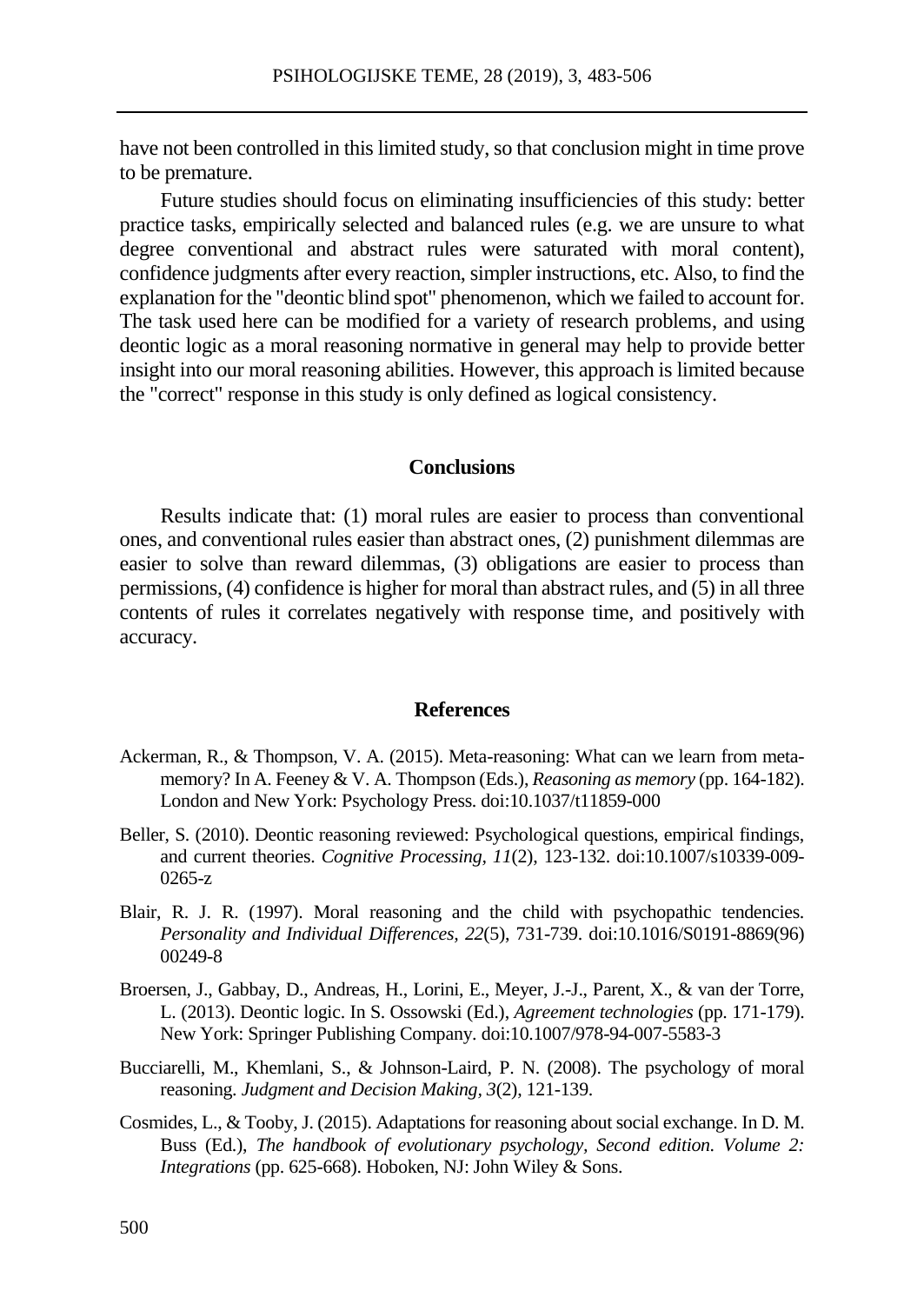have not been controlled in this limited study, so that conclusion might in time prove to be premature.

Future studies should focus on eliminating insufficiencies of this study: better practice tasks, empirically selected and balanced rules (e.g. we are unsure to what degree conventional and abstract rules were saturated with moral content), confidence judgments after every reaction, simpler instructions, etc. Also, to find the explanation for the "deontic blind spot" phenomenon, which we failed to account for. The task used here can be modified for a variety of research problems, and using deontic logic as a moral reasoning normative in general may help to provide better insight into our moral reasoning abilities. However, this approach is limited because the "correct" response in this study is only defined as logical consistency.

## Conclusions

Results indicate that: (1) moral rules are easier to process than conventional ones, and conventional rules easier than abstract ones, (2) punishment dilemmas are easier to solve than reward dilemmas, (3) obligations are easier to process than permissions, (4) confidence is higher for moral than abstract rules, and (5) in all three contents of rules it correlates negatively with response time, and positively with accuracy.

## References

Ackerman, R., & Thompson, V. A. (2015). Meta-reasoning: What can we learn from meta-memory? In A. Feeney & V. A. Thompson (Eds.), *Reasoning as memory* (pp. 164-182). London and New York: Psychology Press. doi:10.1037/t11859-000

Beller, S. (2010). Deontic reasoning reviewed: Psychological questions, empirical findings, and current theories. *Cognitive Processing, 11*(2), 123-132. doi:10.1007/s10339-009-0265-z

Blair, R. J. R. (1997). Moral reasoning and the child with psychopathic tendencies. *Personality and Individual Differences, 22*(5), 731-739. doi:10.1016/S0191-8869(96) 00249-8

Broersen, J., Gabbay, D., Andreas, H., Lorini, E., Meyer, J.-J., Parent, X., & van der Torre, L. (2013). Deontic logic. In S. Ossowski (Ed.), *Agreement technologies* (pp. 171-179). New York: Springer Publishing Company. doi:10.1007/978-94-007-5583-3

Bucciarelli, M., Khemlani, S., & Johnson-Laird, P. N. (2008). The psychology of moral reasoning. *Judgment and Decision Making, 3*(2), 121-139.

Cosmides, L., & Tooby, J. (2015). Adaptations for reasoning about social exchange. In D. M. Buss (Ed.), *The handbook of evolutionary psychology, Second edition. Volume 2: Integrations* (pp. 625-668). Hoboken, NJ: John Wiley & Sons.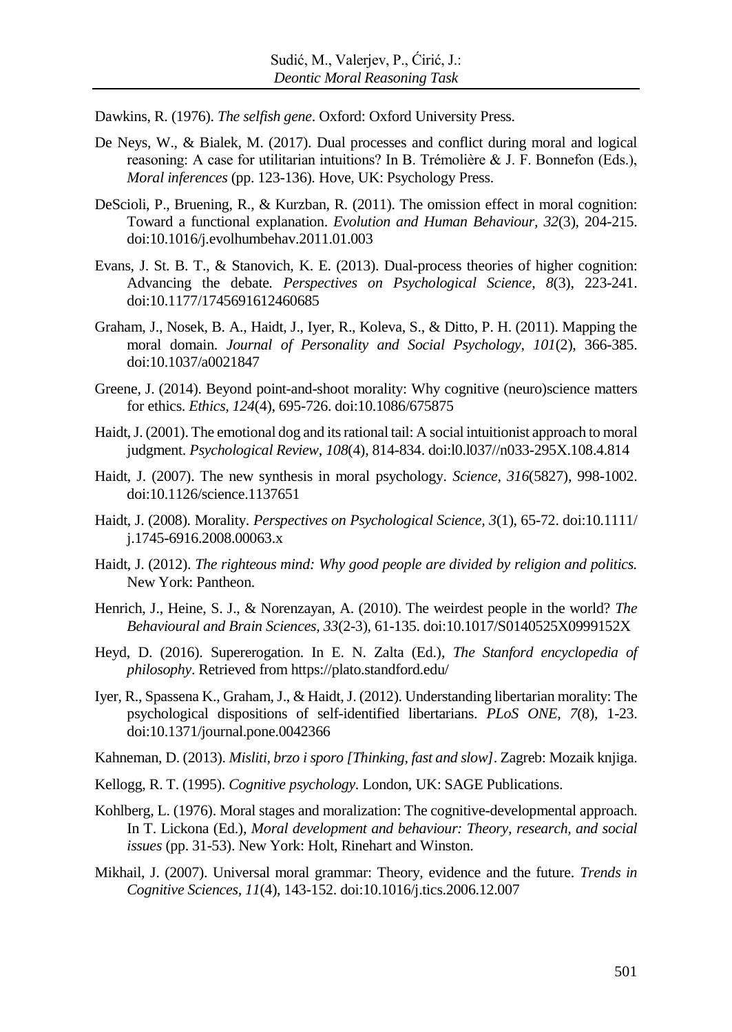Dawkins, R. (1976). *The selfish gene*. Oxford: Oxford University Press.

De Neys, W., & Bialek, M. (2017). Dual processes and conflict during moral and logical reasoning: A case for utilitarian intuitions? In B. Trémolière & J. F. Bonnefon (Eds.), *Moral inferences* (pp. 123-136). Hove, UK: Psychology Press.

DeScioli, P., Bruening, R., & Kurzban, R. (2011). The omission effect in moral cognition: Toward a functional explanation. *Evolution and Human Behaviour, 32*(3), 204-215. doi:10.1016/j.evolhumbehav.2011.01.003

Evans, J. St. B. T., & Stanovich, K. E. (2013). Dual-process theories of higher cognition: Advancing the debate. *Perspectives on Psychological Science, 8*(3), 223-241. doi:10.1177/1745691612460685

Graham, J., Nosek, B. A., Haidt, J., Iyer, R., Koleva, S., & Ditto, P. H. (2011). Mapping the moral domain. *Journal of Personality and Social Psychology, 101*(2), 366-385. doi:10.1037/a0021847

Greene, J. (2014). Beyond point-and-shoot morality: Why cognitive (neuro)science matters for ethics. *Ethics, 124*(4), 695-726. doi:10.1086/675875

Haidt, J. (2001). The emotional dog and its rational tail: A social intuitionist approach to moral judgment. *Psychological Review, 108*(4), 814-834. doi:l0.l037//n033-295X.108.4.814

Haidt, J. (2007). The new synthesis in moral psychology. *Science, 316*(5827), 998-1002. doi:10.1126/science.1137651

Haidt, J. (2008). Morality. *Perspectives on Psychological Science, 3*(1), 65-72. doi:10.1111/j.1745-6916.2008.00063.x

Haidt, J. (2012). *The righteous mind: Why good people are divided by religion and politics.* New York: Pantheon.

Henrich, J., Heine, S. J., & Norenzayan, A. (2010). The weirdest people in the world? *The Behavioural and Brain Sciences, 33*(2-3), 61-135. doi:10.1017/S0140525X0999152X

Heyd, D. (2016). Supererogation. In E. N. Zalta (Ed.), *The Stanford encyclopedia of philosophy*. Retrieved from https://plato.standford.edu/

Iyer, R., Spassena K., Graham, J., & Haidt, J. (2012). Understanding libertarian morality: The psychological dispositions of self-identified libertarians. *PLoS ONE, 7*(8), 1-23. doi:10.1371/journal.pone.0042366

Kahneman, D. (2013). *Misliti, brzo i sporo [Thinking, fast and slow]*. Zagreb: Mozaik knjiga.

Kellogg, R. T. (1995). *Cognitive psychology*. London, UK: SAGE Publications.

Kohlberg, L. (1976). Moral stages and moralization: The cognitive-developmental approach. In T. Lickona (Ed.), *Moral development and behaviour: Theory, research, and social issues* (pp. 31-53). New York: Holt, Rinehart and Winston.

Mikhail, J. (2007). Universal moral grammar: Theory, evidence and the future. *Trends in Cognitive Sciences, 11*(4), 143-152. doi:10.1016/j.tics.2006.12.007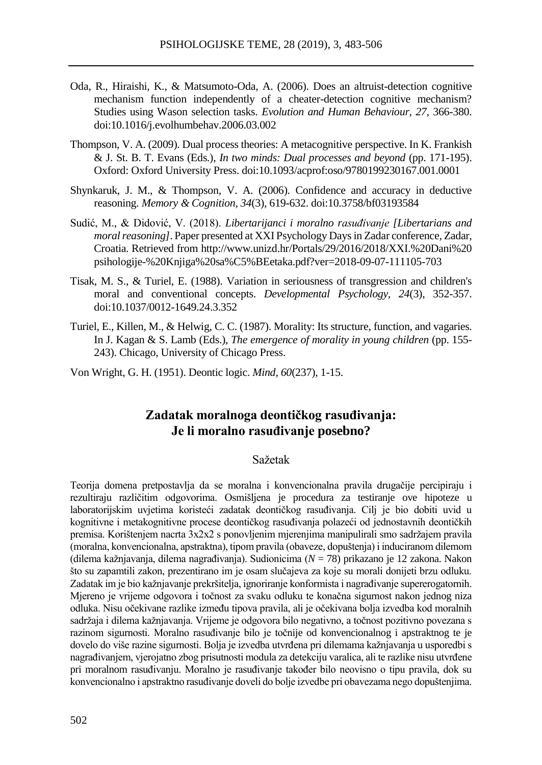Oda, R., Hiraishi, K., & Matsumoto-Oda, A. (2006). Does an altruist-detection cognitive mechanism function independently of a cheater-detection cognitive mechanism? Studies using Wason selection tasks. *Evolution and Human Behaviour, 27*, 366-380. doi:10.1016/j.evolhumbehav.2006.03.002

Thompson, V. A. (2009). Dual process theories: A metacognitive perspective. In K. Frankish & J. St. B. T. Evans (Eds.), *In two minds: Dual processes and beyond* (pp. 171-195). Oxford: Oxford University Press. doi:10.1093/acprof:oso/9780199230167.001.0001

Shynkaruk, J. M., & Thompson, V. A. (2006). Confidence and accuracy in deductive reasoning. *Memory & Cognition, 34*(3), 619-632. doi:10.3758/bf03193584

Sudić, M., & Didović, V. (2018). *Libertarijanci i moralno rasuđivanje [Libertarians and moral reasoning]*. Paper presented at XXI Psychology Days in Zadar conference, Zadar, Croatia. Retrieved from http://www.unizd.hr/Portals/29/2016/2018/XXI.%20Dani%20psihologije-%20Knjiga%20sa%C5%BEetaka.pdf?ver=2018-09-07-111105-703

Tisak, M. S., & Turiel, E. (1988). Variation in seriousness of transgression and children's moral and conventional concepts. *Developmental Psychology, 24*(3), 352-357. doi:10.1037/0012-1649.24.3.352

Turiel, E., Killen, M., & Helwig, C. C. (1987). Morality: Its structure, function, and vagaries. In J. Kagan & S. Lamb (Eds.), *The emergence of morality in young children* (pp. 155-243). Chicago, University of Chicago Press.

Von Wright, G. H. (1951). Deontic logic. *Mind, 60*(237), 1-15.

## Zadatak moralnoga deontičkog rasuđivanja: Je li moralno rasuđivanje posebno?

### Sažetak

Teorija domena pretpostavlja da se moralna i konvencionalna pravila drugačije percipiraju i rezultiraju različitim odgovorima. Osmišljena je procedura za testiranje ove hipoteze u laboratorijskim uvjetima koristeći zadatak deontičkog rasuđivanja. Cilj je bio dobiti uvid u kognitivne i metakognitivne procese deontičkog rasuđivanja polazeći od jednostavnih deontičkih premisa. Korištenjem nacrta 3x2x2 s ponovljenim mjerenjima manipulirali smo sadržajem pravila (moralna, konvencionalna, apstraktna), tipom pravila (obaveze, dopuštenja) i induciranom dilemom (dilema kažnjavanja, dilema nagrađivanja). Sudionicima ($N$ = 78) prikazano je 12 zakona. Nakon što su zapamtili zakon, prezentirano im je osam slučajeva za koje su morali donijeti brzu odluku. Zadatak im je bio kažnjavanje prekršitelja, ignoriranje konformista i nagrađivanje supererogatornih. Mjereno je vrijeme odgovora i točnost za svaku odluku te konačna sigurnost nakon jednog niza odluka. Nisu očekivane razlike između tipova pravila, ali je očekivana bolja izvedba kod moralnih sadržaja i dilema kažnjavanja. Vrijeme je odgovora bilo negativno, a točnost pozitivno povezana s razinom sigurnosti. Moralno rasuđivanje bilo je točnije od konvencionalnog i apstraktnog te je dovelo do više razine sigurnosti. Bolja je izvedba utvrđena pri dilemama kažnjavanja u usporedbi s nagrađivanjem, vjerojatno zbog prisutnosti modula za detekciju varalica, ali te razlike nisu utvrđene pri moralnom rasuđivanju. Moralno je rasuđivanje također bilo neovisno o tipu pravila, dok su konvencionalno i apstraktno rasuđivanje doveli do bolje izvedbe pri obavezama nego dopuštenjima.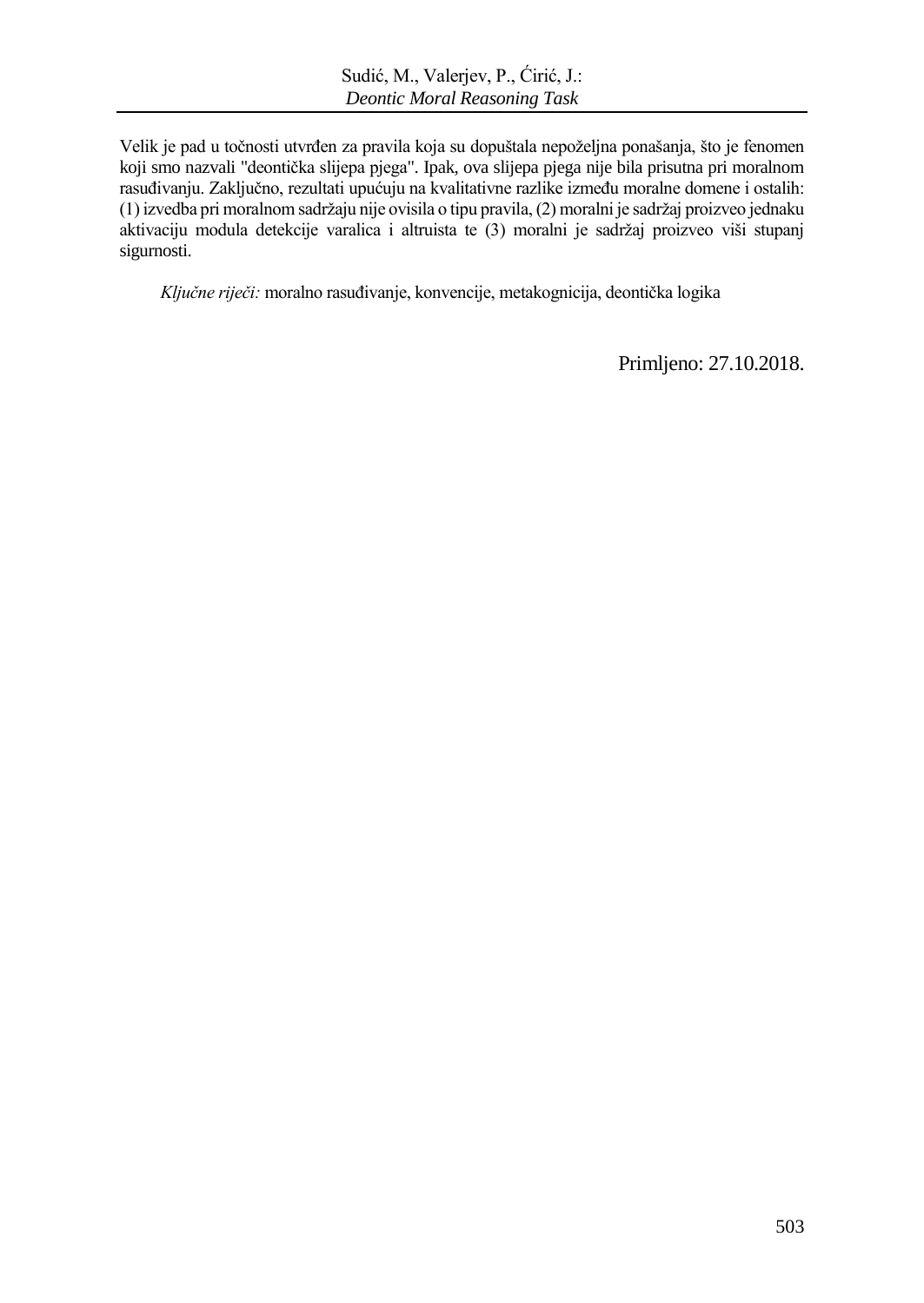Velik je pad u točnosti utvrđen za pravila koja su dopuštala nepoželjna ponašanja, što je fenomen koji smo nazvali "deontička slijepa pjega". Ipak, ova slijepa pjega nije bila prisutna pri moralnom rasuđivanju. Zaključno, rezultati upućuju na kvalitativne razlike između moralne domene i ostalih: (1) izvedba pri moralnom sadržaju nije ovisila o tipu pravila, (2) moralni je sadržaj proizveo jednaku aktivaciju modula detekcije varalica i altruista te (3) moralni je sadržaj proizveo viši stupanj sigurnosti.

*Ključne riječi:* moralno rasuđivanje, konvencije, metakognicija, deontička logika

Primljeno: 27.10.2018.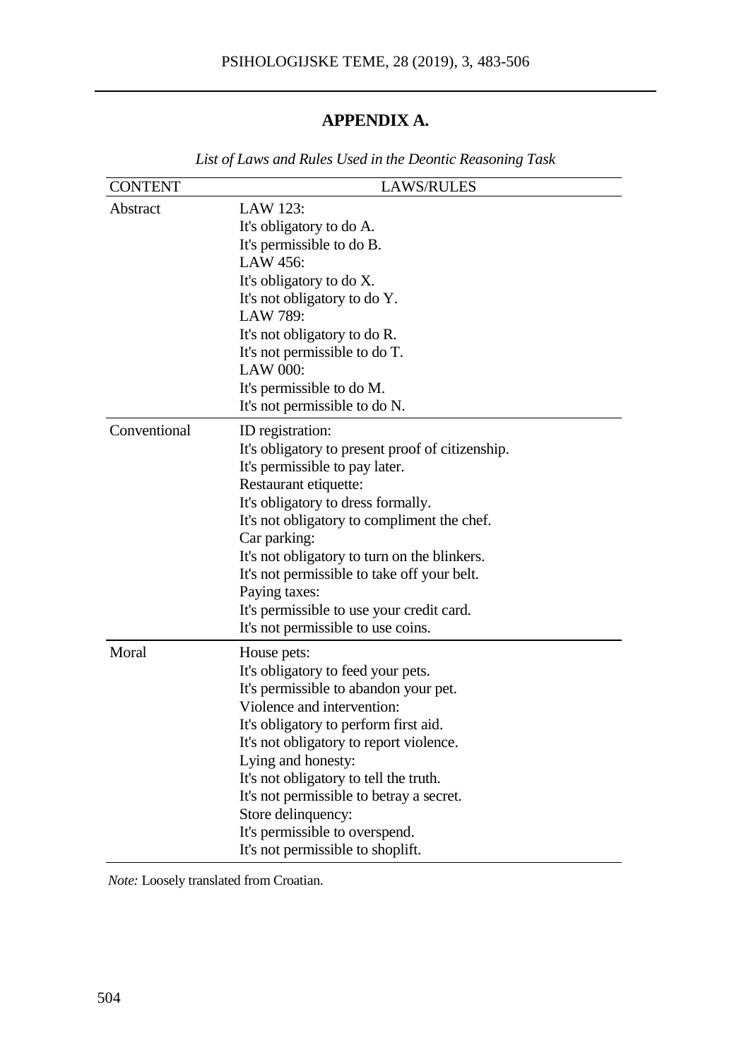## APPENDIX A.

*List of Laws and Rules Used in the Deontic Reasoning Task*

| CONTENT | LAWS/RULES |
|---|---|
| Abstract | LAW 123:<br>It's obligatory to do A.<br>It's permissible to do B.<br>LAW 456:<br>It's obligatory to do X.<br>It's not obligatory to do Y.<br>LAW 789:<br>It's not obligatory to do R.<br>It's not permissible to do T.<br>LAW 000:<br>It's permissible to do M.<br>It's not permissible to do N. |
| Conventional | ID registration:<br>It's obligatory to present proof of citizenship.<br>It's permissible to pay later.<br>Restaurant etiquette:<br>It's obligatory to dress formally.<br>It's not obligatory to compliment the chef.<br>Car parking:<br>It's not obligatory to turn on the blinkers.<br>It's not permissible to take off your belt.<br>Paying taxes:<br>It's permissible to use your credit card.<br>It's not permissible to use coins. |
| Moral | House pets:<br>It's obligatory to feed your pets.<br>It's permissible to abandon your pet.<br>Violence and intervention:<br>It's obligatory to perform first aid.<br>It's not obligatory to report violence.<br>Lying and honesty:<br>It's not obligatory to tell the truth.<br>It's not permissible to betray a secret.<br>Store delinquency:<br>It's permissible to overspend.<br>It's not permissible to shoplift. |

*Note:* Loosely translated from Croatian.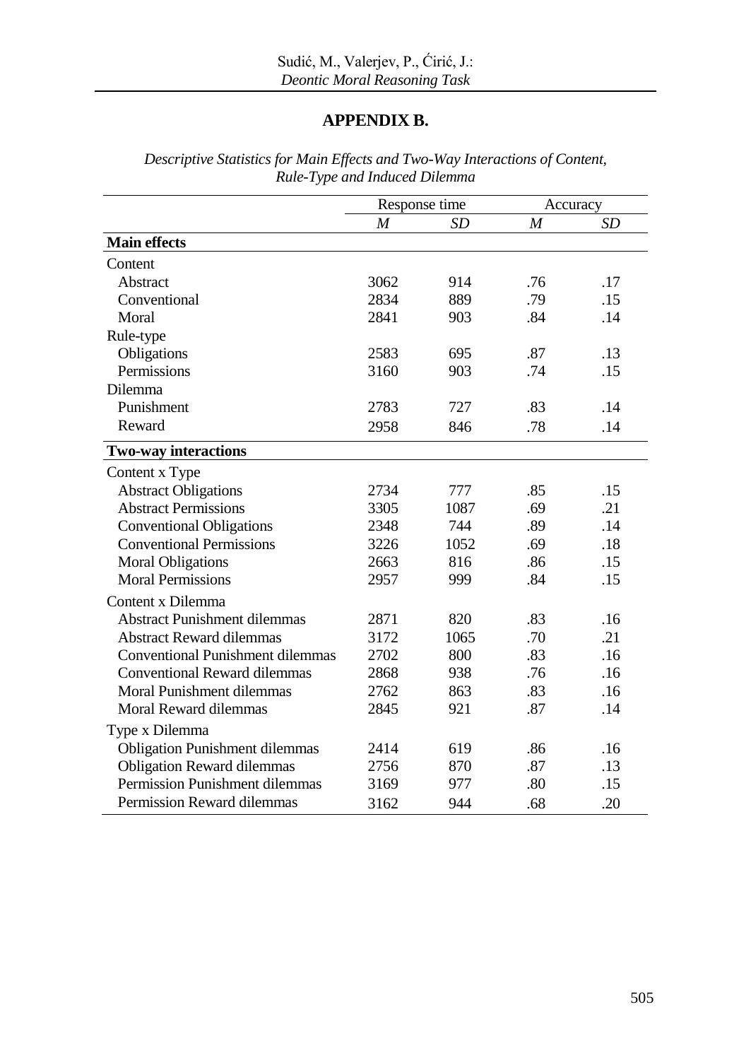## APPENDIX B.

*Descriptive Statistics for Main Effects and Two-Way Interactions of Content, Rule-Type and Induced Dilemma*

| | Response time | | Accuracy | |
|---|---|---|---|---|
| | *M* | *SD* | *M* | *SD* |
| **Main effects** | | | | |
| Content | | | | |
| Abstract | 3062 | 914 | .76 | .17 |
| Conventional | 2834 | 889 | .79 | .15 |
| Moral | 2841 | 903 | .84 | .14 |
| Rule-type | | | | |
| Obligations | 2583 | 695 | .87 | .13 |
| Permissions | 3160 | 903 | .74 | .15 |
| Dilemma | | | | |
| Punishment | 2783 | 727 | .83 | .14 |
| Reward | 2958 | 846 | .78 | .14 |
| **Two-way interactions** | | | | |
| Content x Type | | | | |
| Abstract Obligations | 2734 | 777 | .85 | .15 |
| Abstract Permissions | 3305 | 1087 | .69 | .21 |
| Conventional Obligations | 2348 | 744 | .89 | .14 |
| Conventional Permissions | 3226 | 1052 | .69 | .18 |
| Moral Obligations | 2663 | 816 | .86 | .15 |
| Moral Permissions | 2957 | 999 | .84 | .15 |
| Content x Dilemma | | | | |
| Abstract Punishment dilemmas | 2871 | 820 | .83 | .16 |
| Abstract Reward dilemmas | 3172 | 1065 | .70 | .21 |
| Conventional Punishment dilemmas | 2702 | 800 | .83 | .16 |
| Conventional Reward dilemmas | 2868 | 938 | .76 | .16 |
| Moral Punishment dilemmas | 2762 | 863 | .83 | .16 |
| Moral Reward dilemmas | 2845 | 921 | .87 | .14 |
| Type x Dilemma | | | | |
| Obligation Punishment dilemmas | 2414 | 619 | .86 | .16 |
| Obligation Reward dilemmas | 2756 | 870 | .87 | .13 |
| Permission Punishment dilemmas | 3169 | 977 | .80 | .15 |
| Permission Reward dilemmas | 3162 | 944 | .68 | .20 |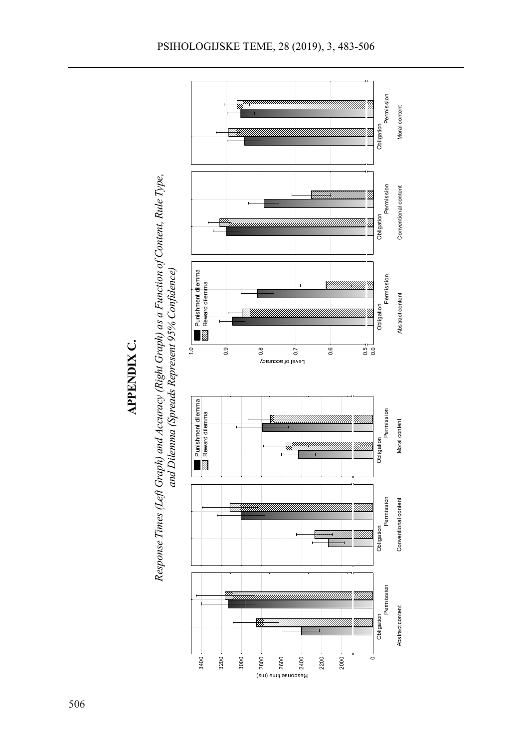# APPENDIX C.

*Response Times (Left Graph) and Accuracy (Right Graph) as a Function of Content, Rule Type, and Dilemma (Spreads Represent 95% Confidence)*

Response time (ms)

3400
3200
3000
2800
2600
2400
2200
2000
0

Obligation Permission
Abstract content

Obligation Permission
Conventional content

Obligation Permission
Moral content

Punishment dilemma
Reward dilemma

Level of accuracy

1.0
0.9
0.8
0.7
0.6
0.5
0.0

Obligation Permission
Abstract content

Obligation Permission
Conventional content

Obligation Permission
Moral content

Punishment dilemma
Reward dilemma